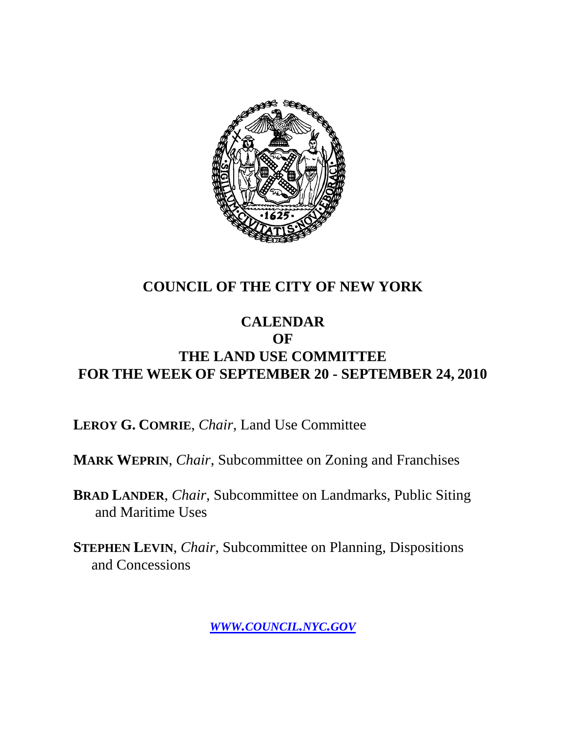# COUNCIL OF THE CITY OF NEW YORK

## CALENDAR
## OF
## THE LAND USE COMMITTEE
## FOR THE WEEK OF SEPTEMBER 20 - SEPTEMBER 24, 2010

**LEROY G. COMRIE**, *Chair*, Land Use Committee

**MARK WEPRIN**, *Chair*, Subcommittee on Zoning and Franchises

**BRAD LANDER**, *Chair*, Subcommittee on Landmarks, Public Siting and Maritime Uses

**STEPHEN LEVIN**, *Chair*, Subcommittee on Planning, Dispositions and Concessions

***WWW.COUNCIL.NYC.GOV***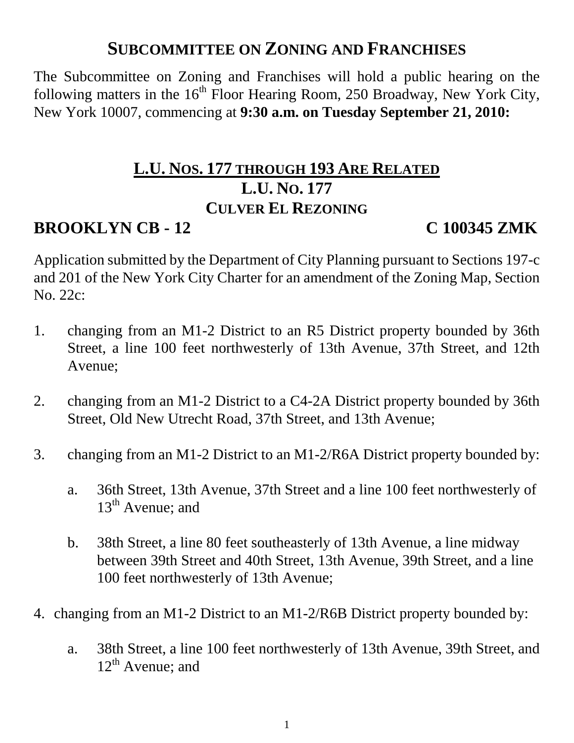# SUBCOMMITTEE ON ZONING AND FRANCHISES

The Subcommittee on Zoning and Franchises will hold a public hearing on the following matters in the 16th Floor Hearing Room, 250 Broadway, New York City, New York 10007, commencing at **9:30 a.m. on Tuesday September 21, 2010:**

## L.U. NOS. 177 THROUGH 193 ARE RELATED

## L.U. NO. 177

## CULVER EL REZONING

**BROOKLYN CB - 12** **C 100345 ZMK**

Application submitted by the Department of City Planning pursuant to Sections 197-c and 201 of the New York City Charter for an amendment of the Zoning Map, Section No. 22c:

1. changing from an M1-2 District to an R5 District property bounded by 36th Street, a line 100 feet northwesterly of 13th Avenue, 37th Street, and 12th Avenue;

2. changing from an M1-2 District to a C4-2A District property bounded by 36th Street, Old New Utrecht Road, 37th Street, and 13th Avenue;

3. changing from an M1-2 District to an M1-2/R6A District property bounded by:

   a. 36th Street, 13th Avenue, 37th Street and a line 100 feet northwesterly of 13th Avenue; and

   b. 38th Street, a line 80 feet southeasterly of 13th Avenue, a line midway between 39th Street and 40th Street, 13th Avenue, 39th Street, and a line 100 feet northwesterly of 13th Avenue;

4. changing from an M1-2 District to an M1-2/R6B District property bounded by:

   a. 38th Street, a line 100 feet northwesterly of 13th Avenue, 39th Street, and 12th Avenue; and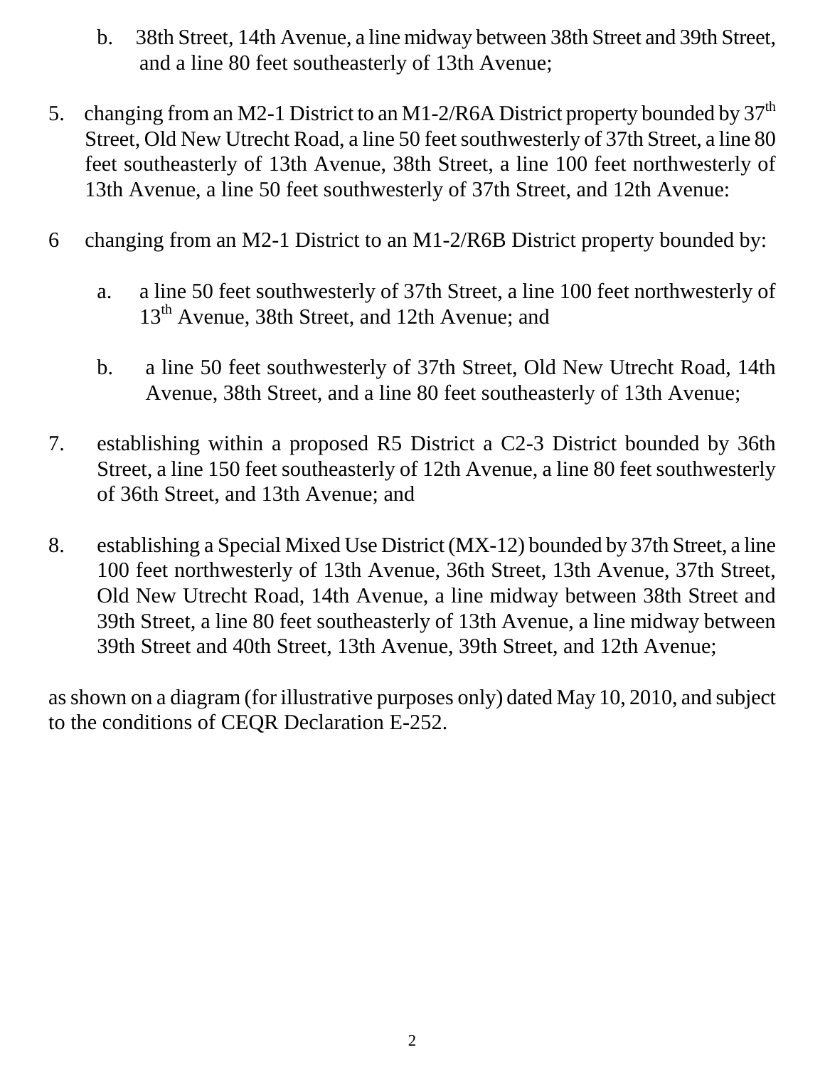b. 38th Street, 14th Avenue, a line midway between 38th Street and 39th Street, and a line 80 feet southeasterly of 13th Avenue;

5. changing from an M2-1 District to an M1-2/R6A District property bounded by 37th Street, Old New Utrecht Road, a line 50 feet southwesterly of 37th Street, a line 80 feet southeasterly of 13th Avenue, 38th Street, a line 100 feet northwesterly of 13th Avenue, a line 50 feet southwesterly of 37th Street, and 12th Avenue:

6 changing from an M2-1 District to an M1-2/R6B District property bounded by:

   a. a line 50 feet southwesterly of 37th Street, a line 100 feet northwesterly of 13th Avenue, 38th Street, and 12th Avenue; and

   b. a line 50 feet southwesterly of 37th Street, Old New Utrecht Road, 14th Avenue, 38th Street, and a line 80 feet southeasterly of 13th Avenue;

7. establishing within a proposed R5 District a C2-3 District bounded by 36th Street, a line 150 feet southeasterly of 12th Avenue, a line 80 feet southwesterly of 36th Street, and 13th Avenue; and

8. establishing a Special Mixed Use District (MX-12) bounded by 37th Street, a line 100 feet northwesterly of 13th Avenue, 36th Street, 13th Avenue, 37th Street, Old New Utrecht Road, 14th Avenue, a line midway between 38th Street and 39th Street, a line 80 feet southeasterly of 13th Avenue, a line midway between 39th Street and 40th Street, 13th Avenue, 39th Street, and 12th Avenue;

as shown on a diagram (for illustrative purposes only) dated May 10, 2010, and subject to the conditions of CEQR Declaration E-252.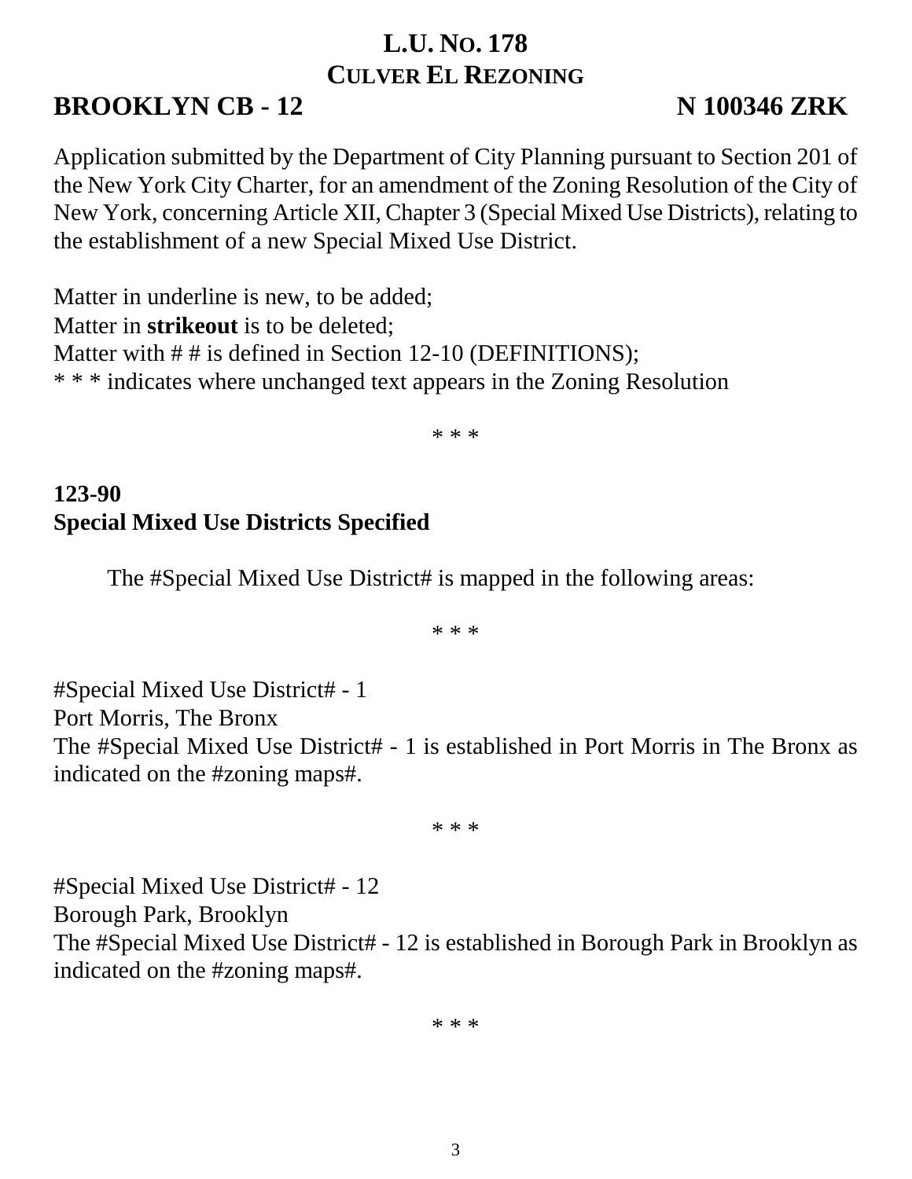# L.U. No. 178
## Culver El Rezoning

**BROOKLYN CB - 12** **N 100346 ZRK**

Application submitted by the Department of City Planning pursuant to Section 201 of the New York City Charter, for an amendment of the Zoning Resolution of the City of New York, concerning Article XII, Chapter 3 (Special Mixed Use Districts), relating to the establishment of a new Special Mixed Use District.

Matter in underline is new, to be added;
Matter in **strikeout** is to be deleted;
Matter with # # is defined in Section 12-10 (DEFINITIONS);
* * * indicates where unchanged text appears in the Zoning Resolution

* * *

**123-90**
**Special Mixed Use Districts Specified**

The #Special Mixed Use District# is mapped in the following areas:

* * *

#Special Mixed Use District# - 1
Port Morris, The Bronx
The #Special Mixed Use District# - 1 is established in Port Morris in The Bronx as indicated on the #zoning maps#.

* * *

#Special Mixed Use District# - 12
Borough Park, Brooklyn
The #Special Mixed Use District# - 12 is established in Borough Park in Brooklyn as indicated on the #zoning maps#.

* * *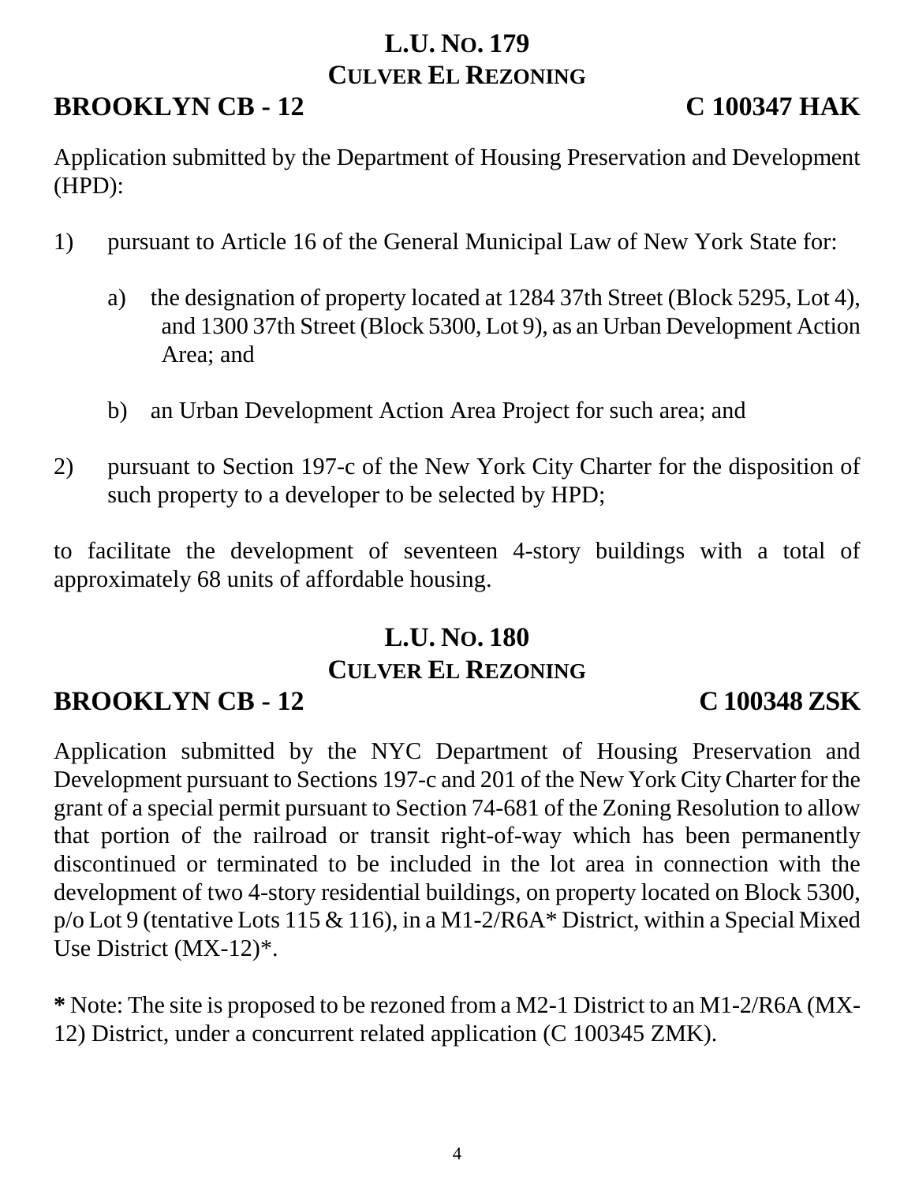## L.U. No. 179
## Culver El Rezoning

**BROOKLYN CB - 12** **C 100347 HAK**

Application submitted by the Department of Housing Preservation and Development (HPD):

1) pursuant to Article 16 of the General Municipal Law of New York State for:

   a) the designation of property located at 1284 37th Street (Block 5295, Lot 4), and 1300 37th Street (Block 5300, Lot 9), as an Urban Development Action Area; and

   b) an Urban Development Action Area Project for such area; and

2) pursuant to Section 197-c of the New York City Charter for the disposition of such property to a developer to be selected by HPD;

to facilitate the development of seventeen 4-story buildings with a total of approximately 68 units of affordable housing.

## L.U. No. 180
## Culver El Rezoning

**BROOKLYN CB - 12** **C 100348 ZSK**

Application submitted by the NYC Department of Housing Preservation and Development pursuant to Sections 197-c and 201 of the New York City Charter for the grant of a special permit pursuant to Section 74-681 of the Zoning Resolution to allow that portion of the railroad or transit right-of-way which has been permanently discontinued or terminated to be included in the lot area in connection with the development of two 4-story residential buildings, on property located on Block 5300, p/o Lot 9 (tentative Lots 115 & 116), in a M1-2/R6A* District, within a Special Mixed Use District (MX-12)*.

**\*** Note: The site is proposed to be rezoned from a M2-1 District to an M1-2/R6A (MX-12) District, under a concurrent related application (C 100345 ZMK).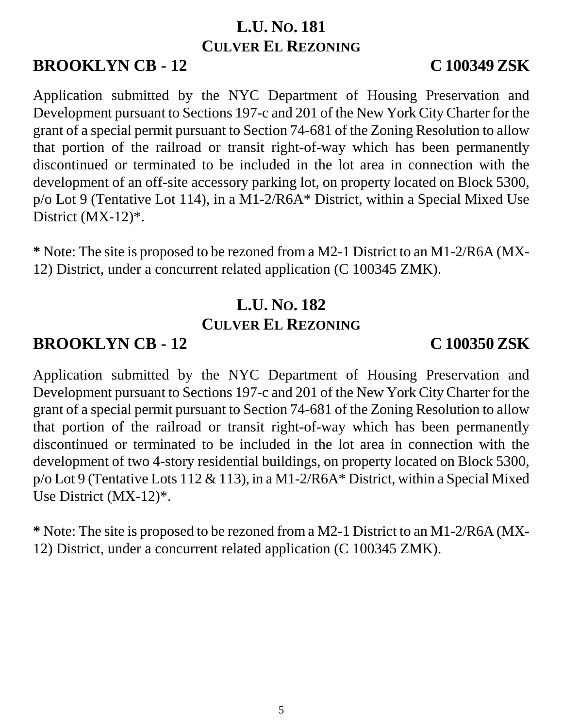## L.U. No. 181
## Culver El Rezoning

**BROOKLYN CB - 12** **C 100349 ZSK**

Application submitted by the NYC Department of Housing Preservation and Development pursuant to Sections 197-c and 201 of the New York City Charter for the grant of a special permit pursuant to Section 74-681 of the Zoning Resolution to allow that portion of the railroad or transit right-of-way which has been permanently discontinued or terminated to be included in the lot area in connection with the development of an off-site accessory parking lot, on property located on Block 5300, p/o Lot 9 (Tentative Lot 114), in a M1-2/R6A* District, within a Special Mixed Use District (MX-12)*.

**\*** Note: The site is proposed to be rezoned from a M2-1 District to an M1-2/R6A (MX-12) District, under a concurrent related application (C 100345 ZMK).

## L.U. No. 182
## Culver El Rezoning

**BROOKLYN CB - 12** **C 100350 ZSK**

Application submitted by the NYC Department of Housing Preservation and Development pursuant to Sections 197-c and 201 of the New York City Charter for the grant of a special permit pursuant to Section 74-681 of the Zoning Resolution to allow that portion of the railroad or transit right-of-way which has been permanently discontinued or terminated to be included in the lot area in connection with the development of two 4-story residential buildings, on property located on Block 5300, p/o Lot 9 (Tentative Lots 112 & 113), in a M1-2/R6A* District, within a Special Mixed Use District (MX-12)*.

**\*** Note: The site is proposed to be rezoned from a M2-1 District to an M1-2/R6A (MX-12) District, under a concurrent related application (C 100345 ZMK).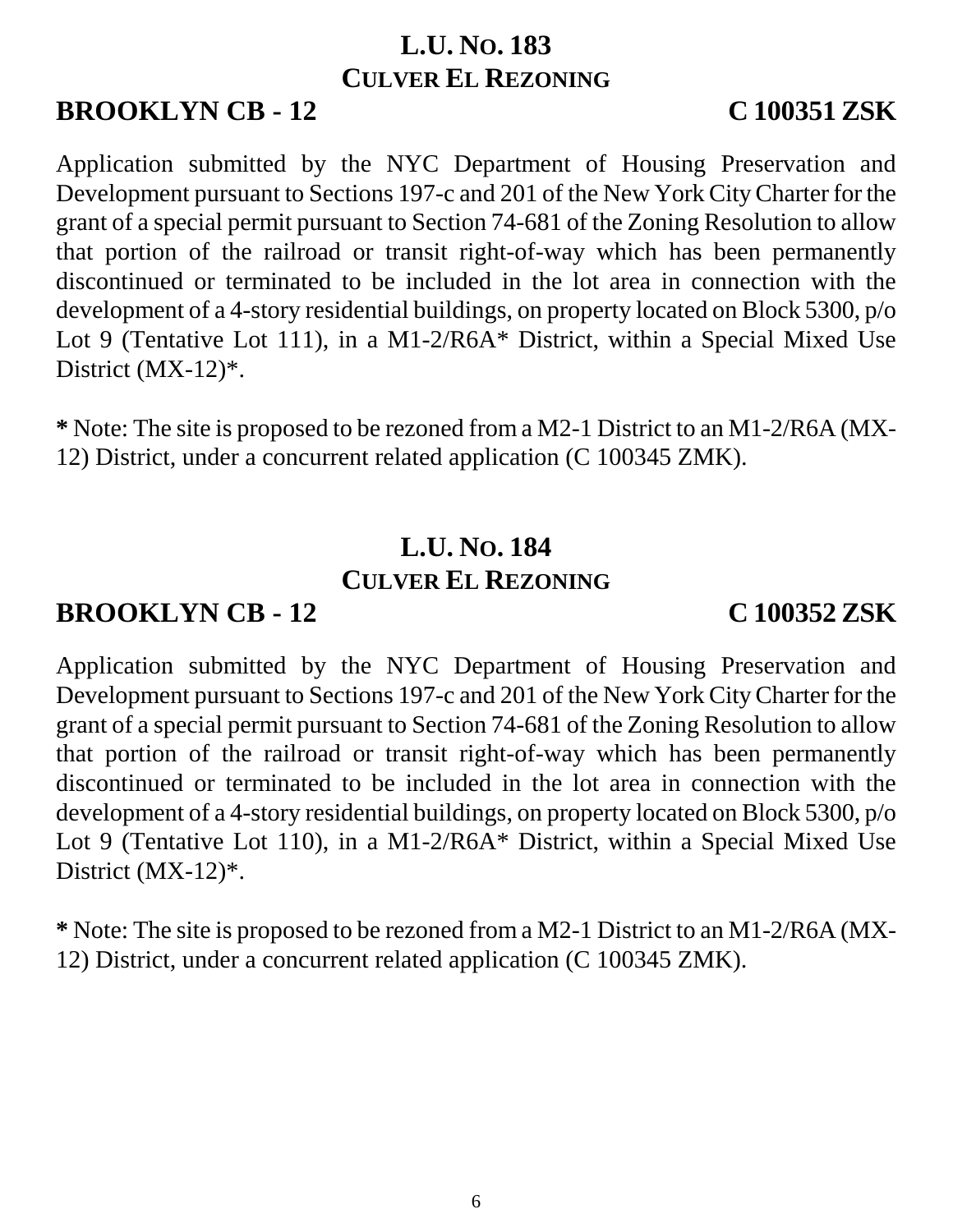## L.U. No. 183
## Culver El Rezoning

**BROOKLYN CB - 12** **C 100351 ZSK**

Application submitted by the NYC Department of Housing Preservation and Development pursuant to Sections 197-c and 201 of the New York City Charter for the grant of a special permit pursuant to Section 74-681 of the Zoning Resolution to allow that portion of the railroad or transit right-of-way which has been permanently discontinued or terminated to be included in the lot area in connection with the development of a 4-story residential buildings, on property located on Block 5300, p/o Lot 9 (Tentative Lot 111), in a M1-2/R6A* District, within a Special Mixed Use District (MX-12)*.

**\*** Note: The site is proposed to be rezoned from a M2-1 District to an M1-2/R6A (MX-12) District, under a concurrent related application (C 100345 ZMK).

## L.U. No. 184
## Culver El Rezoning

**BROOKLYN CB - 12** **C 100352 ZSK**

Application submitted by the NYC Department of Housing Preservation and Development pursuant to Sections 197-c and 201 of the New York City Charter for the grant of a special permit pursuant to Section 74-681 of the Zoning Resolution to allow that portion of the railroad or transit right-of-way which has been permanently discontinued or terminated to be included in the lot area in connection with the development of a 4-story residential buildings, on property located on Block 5300, p/o Lot 9 (Tentative Lot 110), in a M1-2/R6A* District, within a Special Mixed Use District (MX-12)*.

**\*** Note: The site is proposed to be rezoned from a M2-1 District to an M1-2/R6A (MX-12) District, under a concurrent related application (C 100345 ZMK).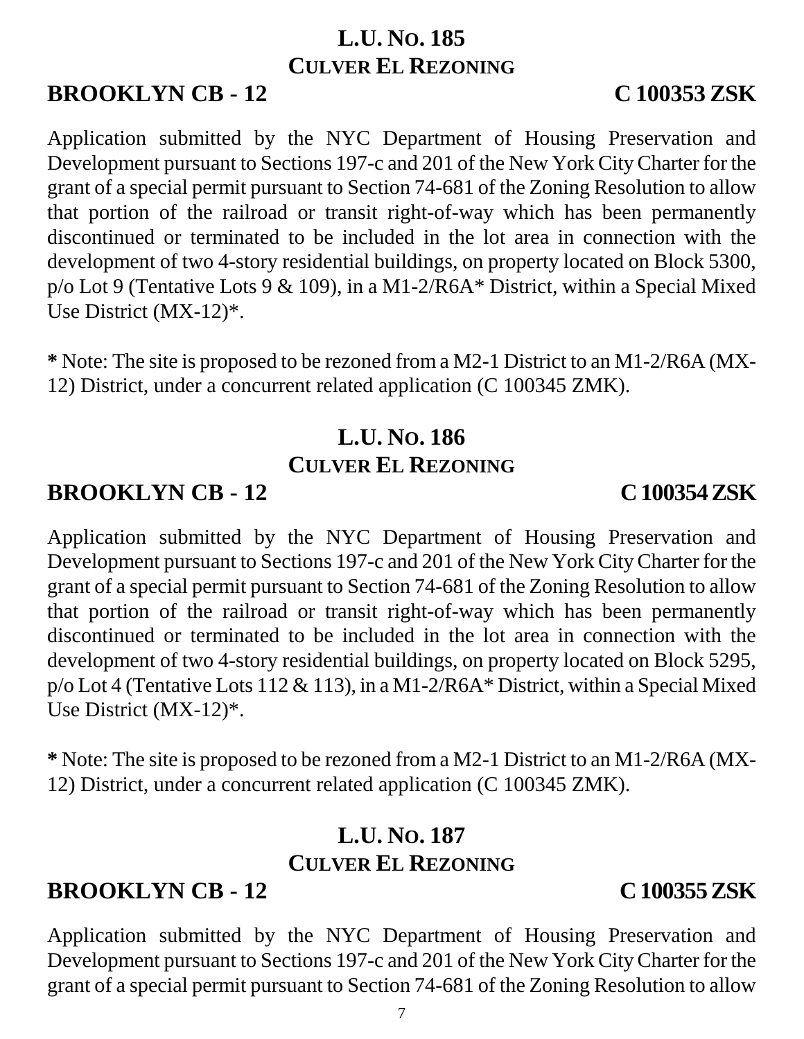## L.U. No. 185
## Culver El Rezoning

**BROOKLYN CB - 12** **C 100353 ZSK**

Application submitted by the NYC Department of Housing Preservation and Development pursuant to Sections 197-c and 201 of the New York City Charter for the grant of a special permit pursuant to Section 74-681 of the Zoning Resolution to allow that portion of the railroad or transit right-of-way which has been permanently discontinued or terminated to be included in the lot area in connection with the development of two 4-story residential buildings, on property located on Block 5300, p/o Lot 9 (Tentative Lots 9 & 109), in a M1-2/R6A* District, within a Special Mixed Use District (MX-12)*.

**\*** Note: The site is proposed to be rezoned from a M2-1 District to an M1-2/R6A (MX-12) District, under a concurrent related application (C 100345 ZMK).

## L.U. No. 186
## Culver El Rezoning

**BROOKLYN CB - 12** **C 100354 ZSK**

Application submitted by the NYC Department of Housing Preservation and Development pursuant to Sections 197-c and 201 of the New York City Charter for the grant of a special permit pursuant to Section 74-681 of the Zoning Resolution to allow that portion of the railroad or transit right-of-way which has been permanently discontinued or terminated to be included in the lot area in connection with the development of two 4-story residential buildings, on property located on Block 5295, p/o Lot 4 (Tentative Lots 112 & 113), in a M1-2/R6A* District, within a Special Mixed Use District (MX-12)*.

**\*** Note: The site is proposed to be rezoned from a M2-1 District to an M1-2/R6A (MX-12) District, under a concurrent related application (C 100345 ZMK).

## L.U. No. 187
## Culver El Rezoning

**BROOKLYN CB - 12** **C 100355 ZSK**

Application submitted by the NYC Department of Housing Preservation and Development pursuant to Sections 197-c and 201 of the New York City Charter for the grant of a special permit pursuant to Section 74-681 of the Zoning Resolution to allow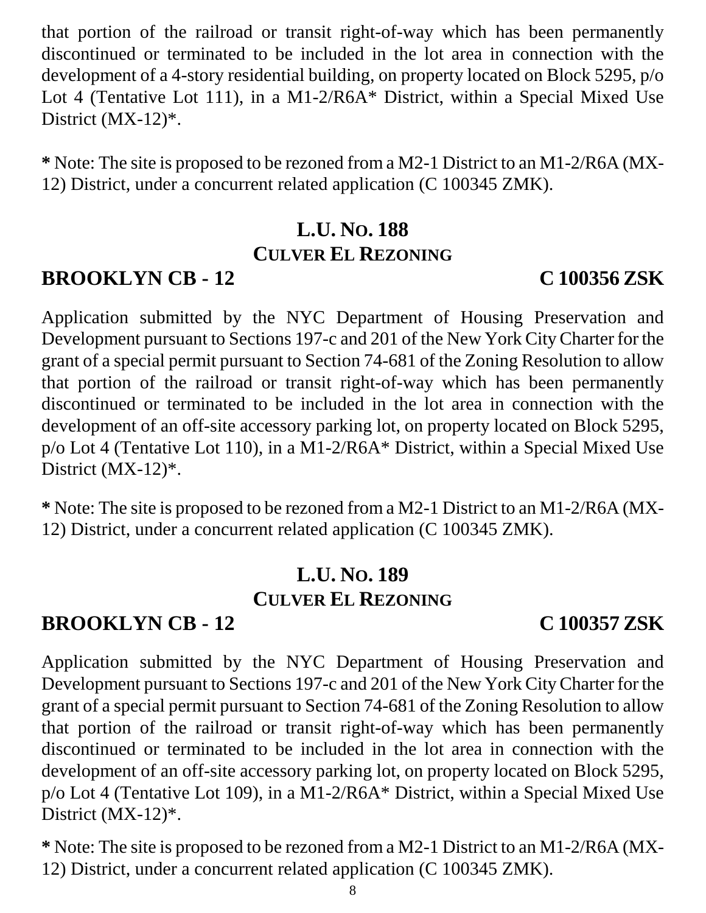that portion of the railroad or transit right-of-way which has been permanently discontinued or terminated to be included in the lot area in connection with the development of a 4-story residential building, on property located on Block 5295, p/o Lot 4 (Tentative Lot 111), in a M1-2/R6A* District, within a Special Mixed Use District (MX-12)*.

**\*** Note: The site is proposed to be rezoned from a M2-1 District to an M1-2/R6A (MX-12) District, under a concurrent related application (C 100345 ZMK).

## L.U. No. 188
### Culver El Rezoning

**BROOKLYN CB - 12** **C 100356 ZSK**

Application submitted by the NYC Department of Housing Preservation and Development pursuant to Sections 197-c and 201 of the New York City Charter for the grant of a special permit pursuant to Section 74-681 of the Zoning Resolution to allow that portion of the railroad or transit right-of-way which has been permanently discontinued or terminated to be included in the lot area in connection with the development of an off-site accessory parking lot, on property located on Block 5295, p/o Lot 4 (Tentative Lot 110), in a M1-2/R6A* District, within a Special Mixed Use District (MX-12)*.

**\*** Note: The site is proposed to be rezoned from a M2-1 District to an M1-2/R6A (MX-12) District, under a concurrent related application (C 100345 ZMK).

## L.U. No. 189
### Culver El Rezoning

**BROOKLYN CB - 12** **C 100357 ZSK**

Application submitted by the NYC Department of Housing Preservation and Development pursuant to Sections 197-c and 201 of the New York City Charter for the grant of a special permit pursuant to Section 74-681 of the Zoning Resolution to allow that portion of the railroad or transit right-of-way which has been permanently discontinued or terminated to be included in the lot area in connection with the development of an off-site accessory parking lot, on property located on Block 5295, p/o Lot 4 (Tentative Lot 109), in a M1-2/R6A* District, within a Special Mixed Use District (MX-12)*.

**\*** Note: The site is proposed to be rezoned from a M2-1 District to an M1-2/R6A (MX-12) District, under a concurrent related application (C 100345 ZMK).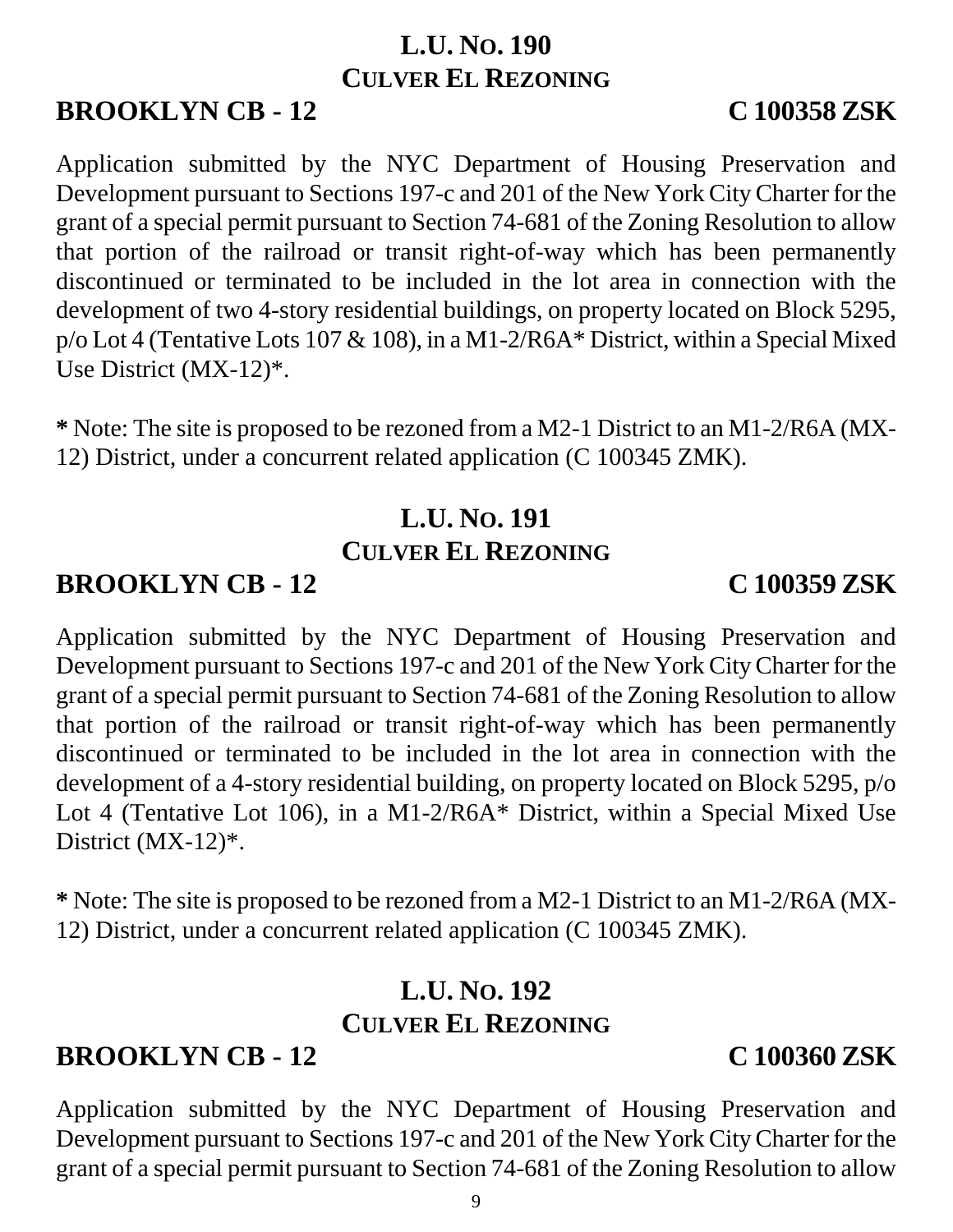## L.U. NO. 190
## CULVER EL REZONING

**BROOKLYN CB - 12** **C 100358 ZSK**

Application submitted by the NYC Department of Housing Preservation and Development pursuant to Sections 197-c and 201 of the New York City Charter for the grant of a special permit pursuant to Section 74-681 of the Zoning Resolution to allow that portion of the railroad or transit right-of-way which has been permanently discontinued or terminated to be included in the lot area in connection with the development of two 4-story residential buildings, on property located on Block 5295, p/o Lot 4 (Tentative Lots 107 & 108), in a M1-2/R6A* District, within a Special Mixed Use District (MX-12)*.

**\*** Note: The site is proposed to be rezoned from a M2-1 District to an M1-2/R6A (MX-12) District, under a concurrent related application (C 100345 ZMK).

## L.U. NO. 191
## CULVER EL REZONING

**BROOKLYN CB - 12** **C 100359 ZSK**

Application submitted by the NYC Department of Housing Preservation and Development pursuant to Sections 197-c and 201 of the New York City Charter for the grant of a special permit pursuant to Section 74-681 of the Zoning Resolution to allow that portion of the railroad or transit right-of-way which has been permanently discontinued or terminated to be included in the lot area in connection with the development of a 4-story residential building, on property located on Block 5295, p/o Lot 4 (Tentative Lot 106), in a M1-2/R6A* District, within a Special Mixed Use District (MX-12)*.

**\*** Note: The site is proposed to be rezoned from a M2-1 District to an M1-2/R6A (MX-12) District, under a concurrent related application (C 100345 ZMK).

## L.U. NO. 192
## CULVER EL REZONING

**BROOKLYN CB - 12** **C 100360 ZSK**

Application submitted by the NYC Department of Housing Preservation and Development pursuant to Sections 197-c and 201 of the New York City Charter for the grant of a special permit pursuant to Section 74-681 of the Zoning Resolution to allow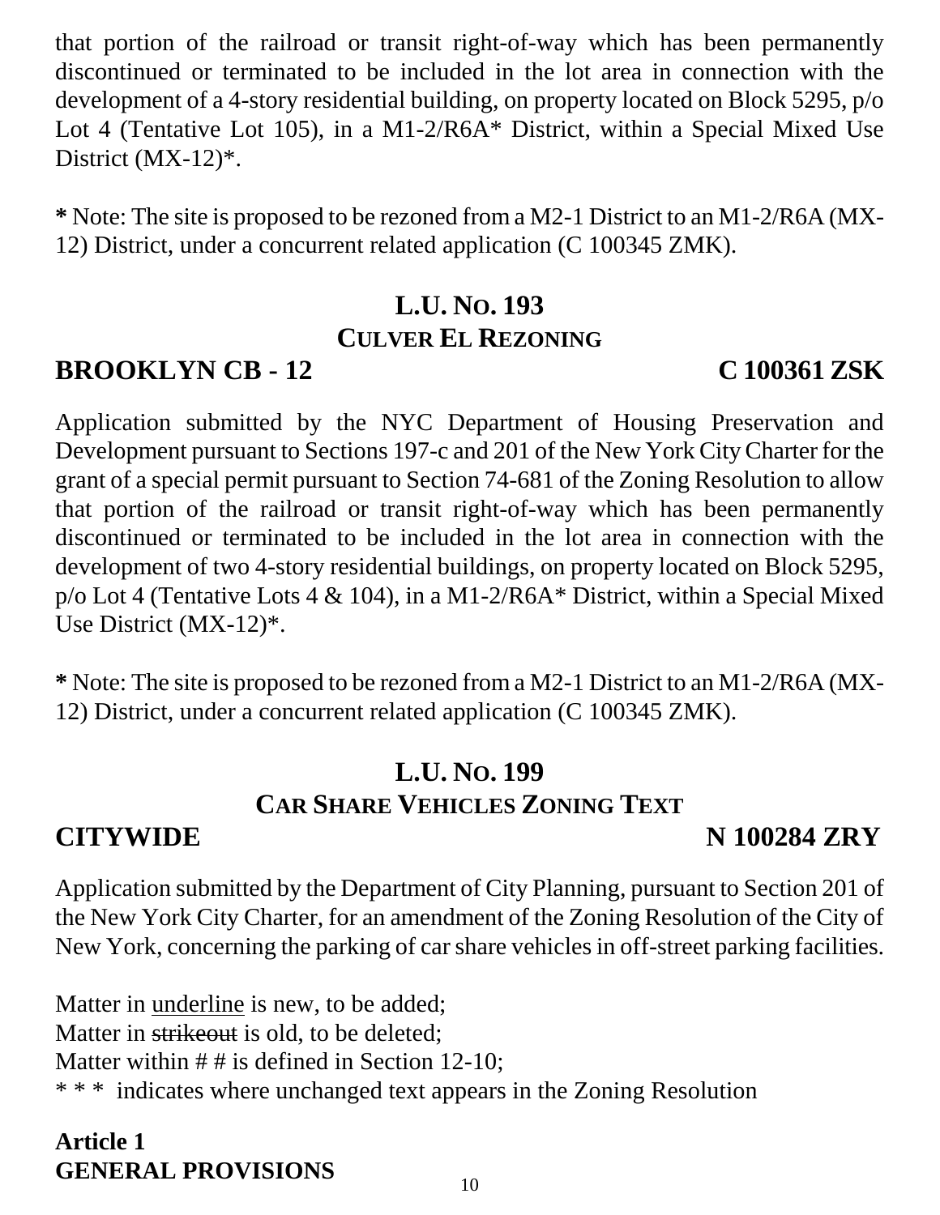that portion of the railroad or transit right-of-way which has been permanently discontinued or terminated to be included in the lot area in connection with the development of a 4-story residential building, on property located on Block 5295, p/o Lot 4 (Tentative Lot 105), in a M1-2/R6A* District, within a Special Mixed Use District (MX-12)*.

**\*** Note: The site is proposed to be rezoned from a M2-1 District to an M1-2/R6A (MX-12) District, under a concurrent related application (C 100345 ZMK).

## L.U. No. 193
## Culver El Rezoning

**BROOKLYN CB - 12** **C 100361 ZSK**

Application submitted by the NYC Department of Housing Preservation and Development pursuant to Sections 197-c and 201 of the New York City Charter for the grant of a special permit pursuant to Section 74-681 of the Zoning Resolution to allow that portion of the railroad or transit right-of-way which has been permanently discontinued or terminated to be included in the lot area in connection with the development of two 4-story residential buildings, on property located on Block 5295, p/o Lot 4 (Tentative Lots 4 & 104), in a M1-2/R6A* District, within a Special Mixed Use District (MX-12)*.

**\*** Note: The site is proposed to be rezoned from a M2-1 District to an M1-2/R6A (MX-12) District, under a concurrent related application (C 100345 ZMK).

## L.U. No. 199
## Car Share Vehicles Zoning Text

**CITYWIDE** **N 100284 ZRY**

Application submitted by the Department of City Planning, pursuant to Section 201 of the New York City Charter, for an amendment of the Zoning Resolution of the City of New York, concerning the parking of car share vehicles in off-street parking facilities.

Matter in <u>underline</u> is new, to be added;
Matter in ~~strikeout~~ is old, to be deleted;
Matter within # # is defined in Section 12-10;
\* \* \* indicates where unchanged text appears in the Zoning Resolution

**Article 1**
**GENERAL PROVISIONS**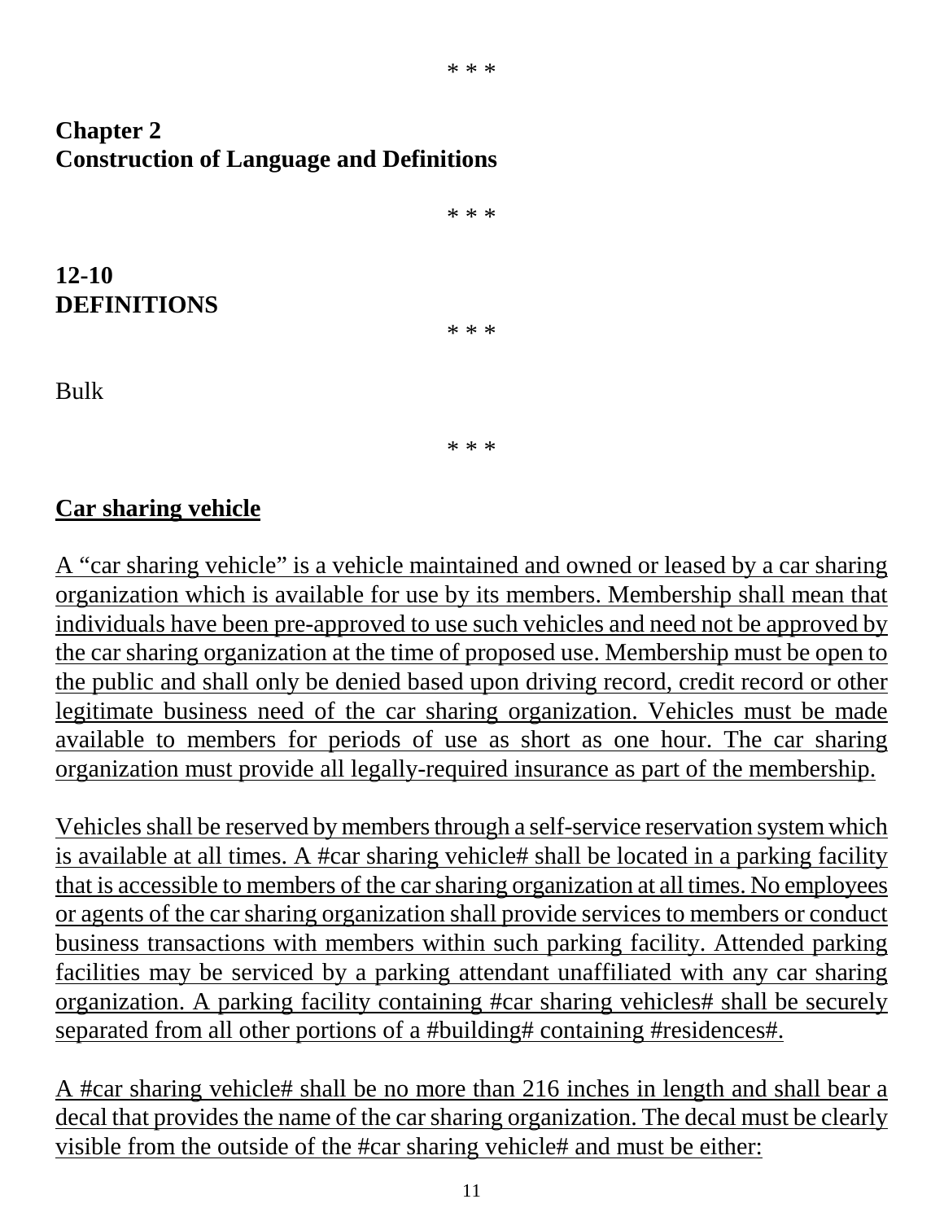\* \* \*

**Chapter 2**
**Construction of Language and Definitions**

\* \* \*

**12-10**
**DEFINITIONS**

\* \* \*

Bulk

\* \* \*

<u>**Car sharing vehicle**</u>

<u>A “car sharing vehicle” is a vehicle maintained and owned or leased by a car sharing organization which is available for use by its members. Membership shall mean that individuals have been pre-approved to use such vehicles and need not be approved by the car sharing organization at the time of proposed use. Membership must be open to the public and shall only be denied based upon driving record, credit record or other legitimate business need of the car sharing organization. Vehicles must be made available to members for periods of use as short as one hour. The car sharing organization must provide all legally-required insurance as part of the membership.</u>

<u>Vehicles shall be reserved by members through a self-service reservation system which is available at all times. A #car sharing vehicle# shall be located in a parking facility that is accessible to members of the car sharing organization at all times. No employees or agents of the car sharing organization shall provide services to members or conduct business transactions with members within such parking facility. Attended parking facilities may be serviced by a parking attendant unaffiliated with any car sharing organization. A parking facility containing #car sharing vehicles# shall be securely separated from all other portions of a #building# containing #residences#.</u>

<u>A #car sharing vehicle# shall be no more than 216 inches in length and shall bear a decal that provides the name of the car sharing organization. The decal must be clearly visible from the outside of the #car sharing vehicle# and must be either:</u>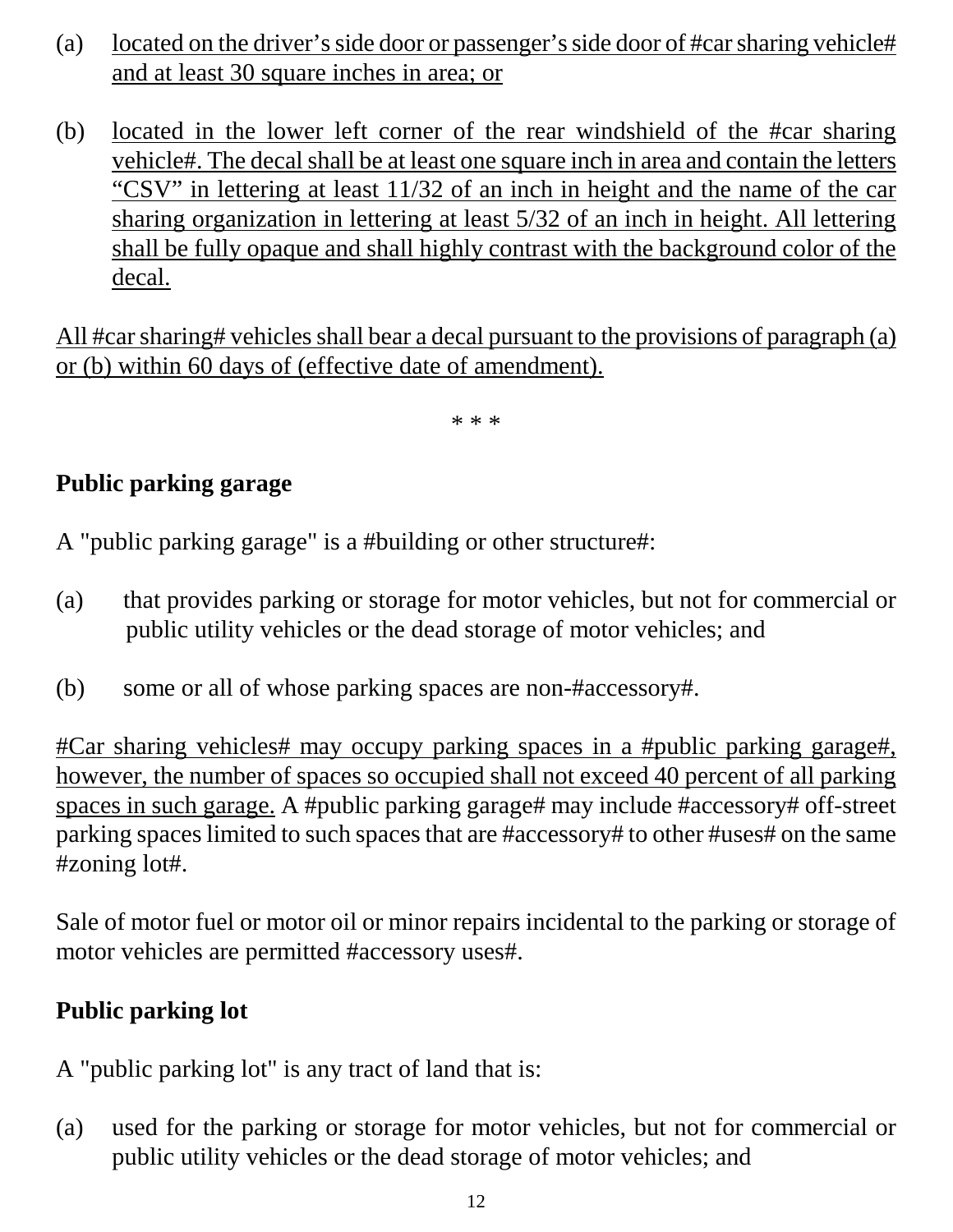(a) located on the driver's side door or passenger's side door of #car sharing vehicle# and at least 30 square inches in area; or

(b) located in the lower left corner of the rear windshield of the #car sharing vehicle#. The decal shall be at least one square inch in area and contain the letters "CSV" in lettering at least 11/32 of an inch in height and the name of the car sharing organization in lettering at least 5/32 of an inch in height. All lettering shall be fully opaque and shall highly contrast with the background color of the decal.

All #car sharing# vehicles shall bear a decal pursuant to the provisions of paragraph (a) or (b) within 60 days of (effective date of amendment).

\* \* \*

**Public parking garage**

A "public parking garage" is a #building or other structure#:

(a) that provides parking or storage for motor vehicles, but not for commercial or public utility vehicles or the dead storage of motor vehicles; and

(b) some or all of whose parking spaces are non-#accessory#.

#Car sharing vehicles# may occupy parking spaces in a #public parking garage#, however, the number of spaces so occupied shall not exceed 40 percent of all parking spaces in such garage. A #public parking garage# may include #accessory# off-street parking spaces limited to such spaces that are #accessory# to other #uses# on the same #zoning lot#.

Sale of motor fuel or motor oil or minor repairs incidental to the parking or storage of motor vehicles are permitted #accessory uses#.

**Public parking lot**

A "public parking lot" is any tract of land that is:

(a) used for the parking or storage for motor vehicles, but not for commercial or public utility vehicles or the dead storage of motor vehicles; and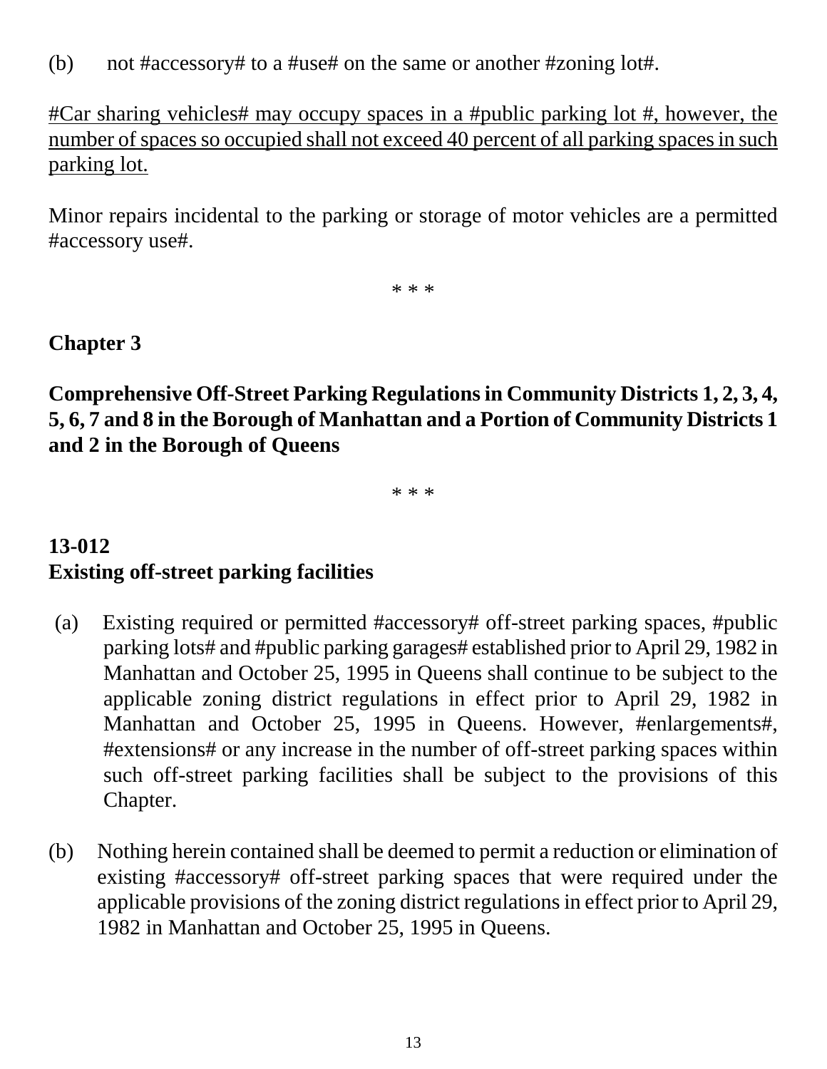(b) not #accessory# to a #use# on the same or another #zoning lot#.

<u>#Car sharing vehicles# may occupy spaces in a #public parking lot #, however, the number of spaces so occupied shall not exceed 40 percent of all parking spaces in such parking lot.</u>

Minor repairs incidental to the parking or storage of motor vehicles are a permitted #accessory use#.

\* \* \*

**Chapter 3**

**Comprehensive Off-Street Parking Regulations in Community Districts 1, 2, 3, 4, 5, 6, 7 and 8 in the Borough of Manhattan and a Portion of Community Districts 1 and 2 in the Borough of Queens**

\* \* \*

**13-012**
**Existing off-street parking facilities**

(a) Existing required or permitted #accessory# off-street parking spaces, #public parking lots# and #public parking garages# established prior to April 29, 1982 in Manhattan and October 25, 1995 in Queens shall continue to be subject to the applicable zoning district regulations in effect prior to April 29, 1982 in Manhattan and October 25, 1995 in Queens. However, #enlargements#, #extensions# or any increase in the number of off-street parking spaces within such off-street parking facilities shall be subject to the provisions of this Chapter.

(b) Nothing herein contained shall be deemed to permit a reduction or elimination of existing #accessory# off-street parking spaces that were required under the applicable provisions of the zoning district regulations in effect prior to April 29, 1982 in Manhattan and October 25, 1995 in Queens.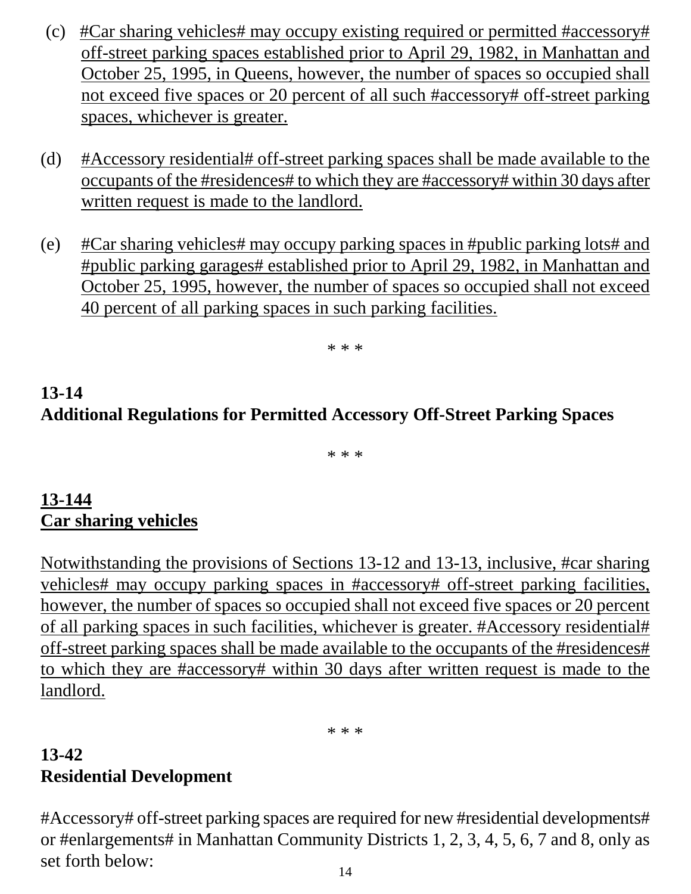(c) <u>#Car sharing vehicles# may occupy existing required or permitted #accessory# off-street parking spaces established prior to April 29, 1982, in Manhattan and October 25, 1995, in Queens, however, the number of spaces so occupied shall not exceed five spaces or 20 percent of all such #accessory# off-street parking spaces, whichever is greater.</u>

(d) <u>#Accessory residential# off-street parking spaces shall be made available to the occupants of the #residences# to which they are #accessory# within 30 days after written request is made to the landlord.</u>

(e) <u>#Car sharing vehicles# may occupy parking spaces in #public parking lots# and #public parking garages# established prior to April 29, 1982, in Manhattan and October 25, 1995, however, the number of spaces so occupied shall not exceed 40 percent of all parking spaces in such parking facilities.</u>

\* \* \*

**13-14**
**Additional Regulations for Permitted Accessory Off-Street Parking Spaces**

\* \* \*

**<u>13-144</u>**
**<u>Car sharing vehicles</u>**

<u>Notwithstanding the provisions of Sections 13-12 and 13-13, inclusive, #car sharing vehicles# may occupy parking spaces in #accessory# off-street parking facilities, however, the number of spaces so occupied shall not exceed five spaces or 20 percent of all parking spaces in such facilities, whichever is greater. #Accessory residential# off-street parking spaces shall be made available to the occupants of the #residences# to which they are #accessory# within 30 days after written request is made to the landlord.</u>

\* \* \*

**13-42**
**Residential Development**

#Accessory# off-street parking spaces are required for new #residential developments# or #enlargements# in Manhattan Community Districts 1, 2, 3, 4, 5, 6, 7 and 8, only as set forth below: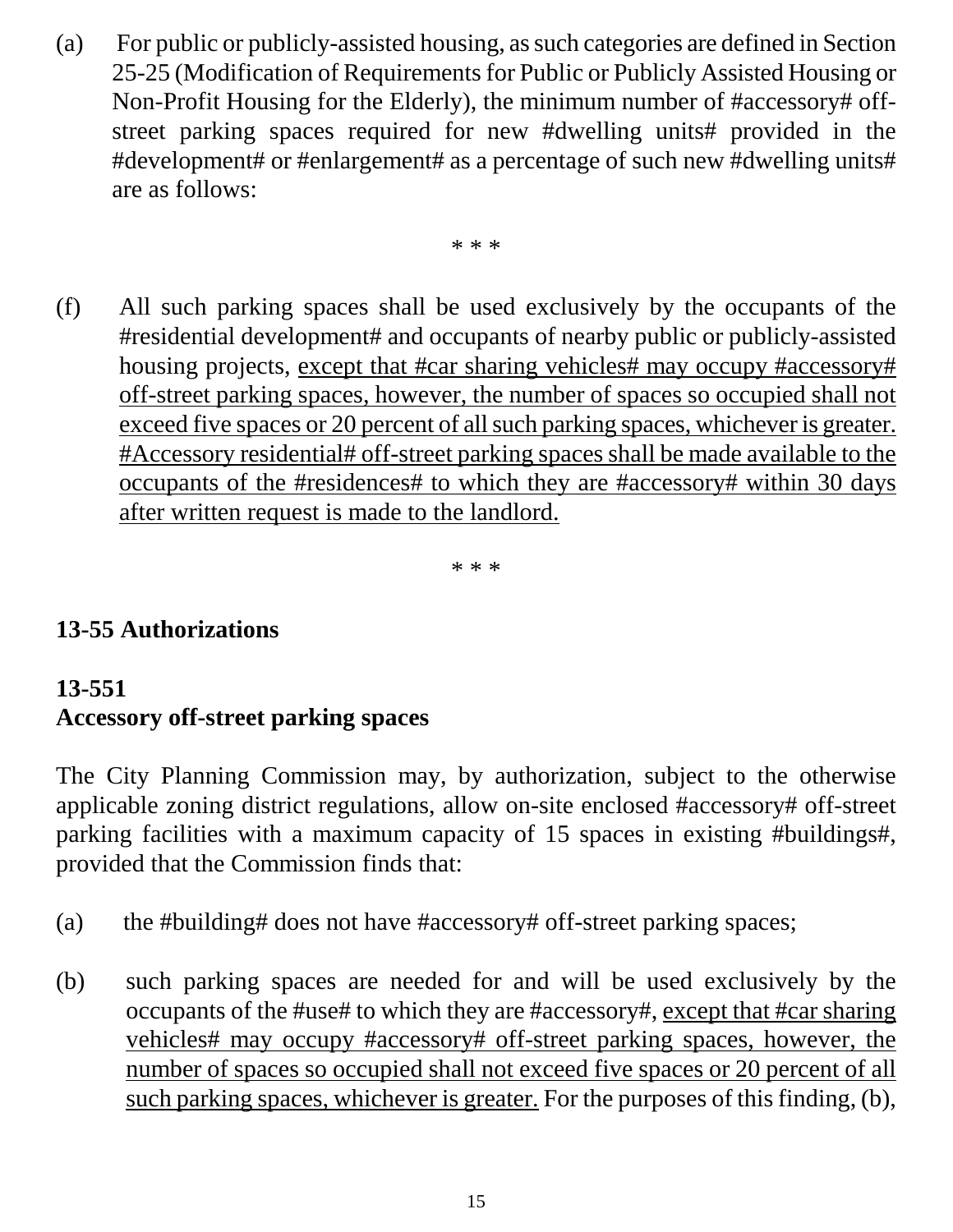(a) For public or publicly-assisted housing, as such categories are defined in Section 25-25 (Modification of Requirements for Public or Publicly Assisted Housing or Non-Profit Housing for the Elderly), the minimum number of #accessory# off-street parking spaces required for new #dwelling units# provided in the #development# or #enlargement# as a percentage of such new #dwelling units# are as follows:

\* \* \*

(f) All such parking spaces shall be used exclusively by the occupants of the #residential development# and occupants of nearby public or publicly-assisted housing projects, <u>except that #car sharing vehicles# may occupy #accessory# off-street parking spaces, however, the number of spaces so occupied shall not exceed five spaces or 20 percent of all such parking spaces, whichever is greater. #Accessory residential# off-street parking spaces shall be made available to the occupants of the #residences# to which they are #accessory# within 30 days after written request is made to the landlord.</u>

\* \* \*

**13-55 Authorizations**

**13-551**
**Accessory off-street parking spaces**

The City Planning Commission may, by authorization, subject to the otherwise applicable zoning district regulations, allow on-site enclosed #accessory# off-street parking facilities with a maximum capacity of 15 spaces in existing #buildings#, provided that the Commission finds that:

(a) the #building# does not have #accessory# off-street parking spaces;

(b) such parking spaces are needed for and will be used exclusively by the occupants of the #use# to which they are #accessory#, <u>except that #car sharing vehicles# may occupy #accessory# off-street parking spaces, however, the number of spaces so occupied shall not exceed five spaces or 20 percent of all such parking spaces, whichever is greater.</u> For the purposes of this finding, (b),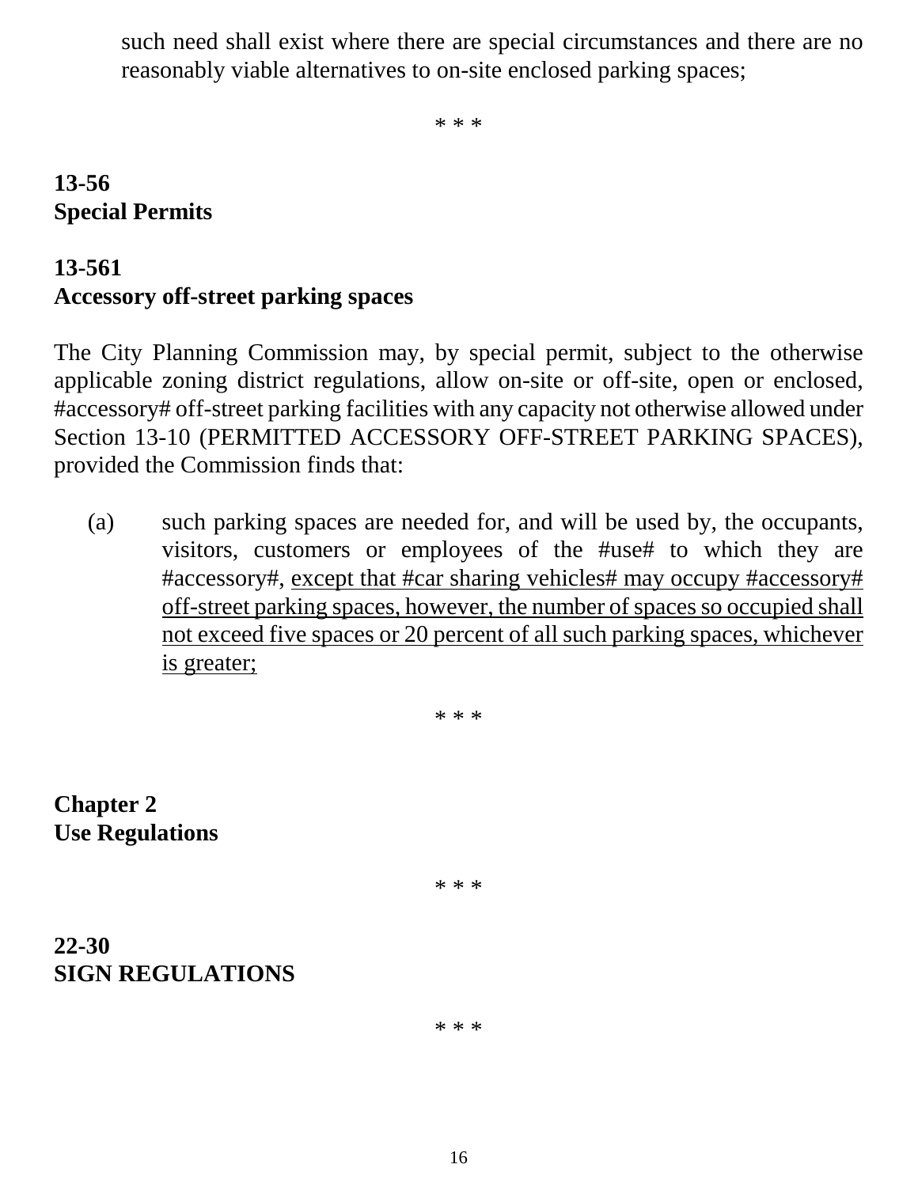such need shall exist where there are special circumstances and there are no reasonably viable alternatives to on-site enclosed parking spaces;

* * *

**13-56**
**Special Permits**

**13-561**
**Accessory off-street parking spaces**

The City Planning Commission may, by special permit, subject to the otherwise applicable zoning district regulations, allow on-site or off-site, open or enclosed, #accessory# off-street parking facilities with any capacity not otherwise allowed under Section 13-10 (PERMITTED ACCESSORY OFF-STREET PARKING SPACES), provided the Commission finds that:

(a) such parking spaces are needed for, and will be used by, the occupants, visitors, customers or employees of the #use# to which they are #accessory#, <u>except that #car sharing vehicles# may occupy #accessory# off-street parking spaces, however, the number of spaces so occupied shall not exceed five spaces or 20 percent of all such parking spaces, whichever is greater;</u>

* * *

**Chapter 2**
**Use Regulations**

* * *

**22-30**
**SIGN REGULATIONS**

* * *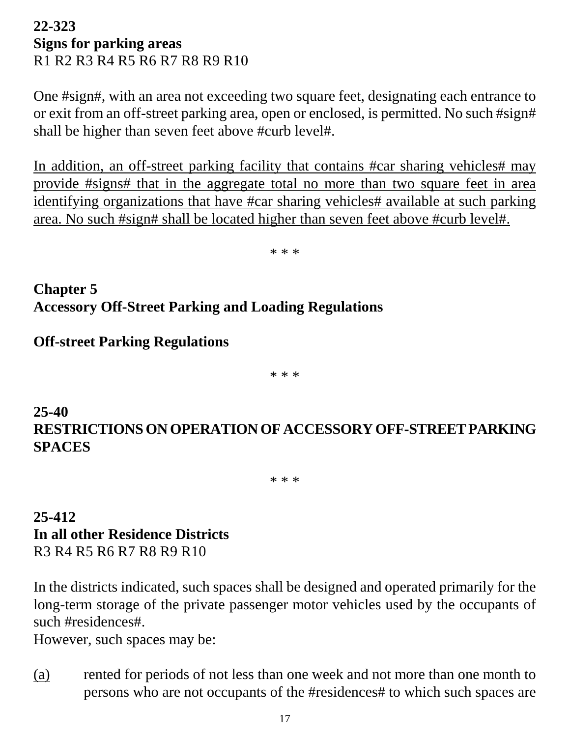**22-323**
**Signs for parking areas**
R1 R2 R3 R4 R5 R6 R7 R8 R9 R10

One #sign#, with an area not exceeding two square feet, designating each entrance to or exit from an off-street parking area, open or enclosed, is permitted. No such #sign# shall be higher than seven feet above #curb level#.

<u>In addition, an off-street parking facility that contains #car sharing vehicles# may provide #signs# that in the aggregate total no more than two square feet in area identifying organizations that have #car sharing vehicles# available at such parking area. No such #sign# shall be located higher than seven feet above #curb level#.</u>

\* \* \*

**Chapter 5**
**Accessory Off-Street Parking and Loading Regulations**

**Off-street Parking Regulations**

\* \* \*

**25-40**
**RESTRICTIONS ON OPERATION OF ACCESSORY OFF-STREET PARKING SPACES**

\* \* \*

**25-412**
**In all other Residence Districts**
R3 R4 R5 R6 R7 R8 R9 R10

In the districts indicated, such spaces shall be designed and operated primarily for the long-term storage of the private passenger motor vehicles used by the occupants of such #residences#.
However, such spaces may be:

<u>(a)</u> rented for periods of not less than one week and not more than one month to persons who are not occupants of the #residences# to which such spaces are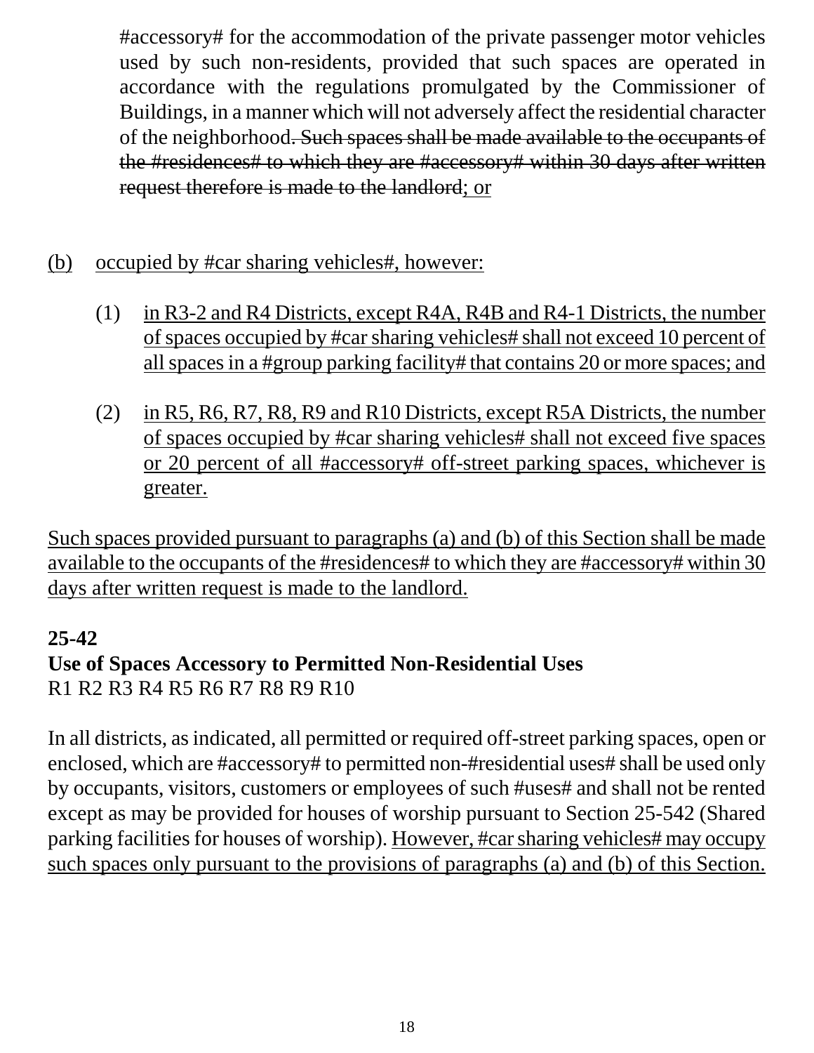#accessory# for the accommodation of the private passenger motor vehicles used by such non-residents, provided that such spaces are operated in accordance with the regulations promulgated by the Commissioner of Buildings, in a manner which will not adversely affect the residential character of the neighborhood~~. Such spaces shall be made available to the occupants of the #residences# to which they are #accessory# within 30 days after written request therefore is made to the landlord~~<u>; or</u>

<u>(b)</u> <u>occupied by #car sharing vehicles#, however:</u>

(1) <u>in R3-2 and R4 Districts, except R4A, R4B and R4-1 Districts, the number of spaces occupied by #car sharing vehicles# shall not exceed 10 percent of all spaces in a #group parking facility# that contains 20 or more spaces; and</u>

(2) <u>in R5, R6, R7, R8, R9 and R10 Districts, except R5A Districts, the number of spaces occupied by #car sharing vehicles# shall not exceed five spaces or 20 percent of all #accessory# off-street parking spaces, whichever is greater.</u>

<u>Such spaces provided pursuant to paragraphs (a) and (b) of this Section shall be made available to the occupants of the #residences# to which they are #accessory# within 30 days after written request is made to the landlord.</u>

**25-42**
**Use of Spaces Accessory to Permitted Non-Residential Uses**
R1 R2 R3 R4 R5 R6 R7 R8 R9 R10

In all districts, as indicated, all permitted or required off-street parking spaces, open or enclosed, which are #accessory# to permitted non-#residential uses# shall be used only by occupants, visitors, customers or employees of such #uses# and shall not be rented except as may be provided for houses of worship pursuant to Section 25-542 (Shared parking facilities for houses of worship). <u>However, #car sharing vehicles# may occupy such spaces only pursuant to the provisions of paragraphs (a) and (b) of this Section.</u>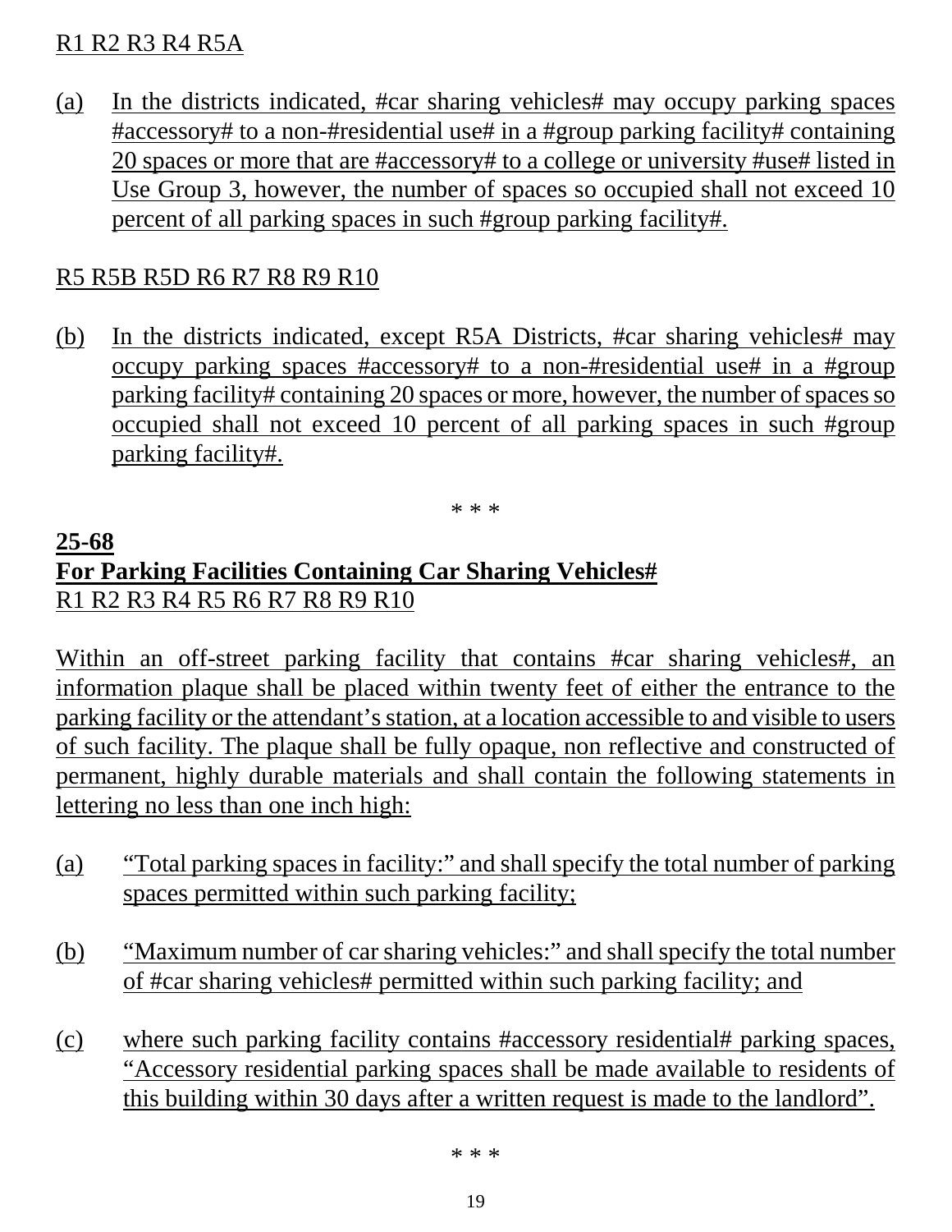R1 R2 R3 R4 R5A

(a) In the districts indicated, #car sharing vehicles# may occupy parking spaces #accessory# to a non-#residential use# in a #group parking facility# containing 20 spaces or more that are #accessory# to a college or university #use# listed in Use Group 3, however, the number of spaces so occupied shall not exceed 10 percent of all parking spaces in such #group parking facility#.

R5 R5B R5D R6 R7 R8 R9 R10

(b) In the districts indicated, except R5A Districts, #car sharing vehicles# may occupy parking spaces #accessory# to a non-#residential use# in a #group parking facility# containing 20 spaces or more, however, the number of spaces so occupied shall not exceed 10 percent of all parking spaces in such #group parking facility#.

* * *

**25-68**
**For Parking Facilities Containing Car Sharing Vehicles#**
R1 R2 R3 R4 R5 R6 R7 R8 R9 R10

Within an off-street parking facility that contains #car sharing vehicles#, an information plaque shall be placed within twenty feet of either the entrance to the parking facility or the attendant's station, at a location accessible to and visible to users of such facility. The plaque shall be fully opaque, non reflective and constructed of permanent, highly durable materials and shall contain the following statements in lettering no less than one inch high:

(a) "Total parking spaces in facility:" and shall specify the total number of parking spaces permitted within such parking facility;

(b) "Maximum number of car sharing vehicles:" and shall specify the total number of #car sharing vehicles# permitted within such parking facility; and

(c) where such parking facility contains #accessory residential# parking spaces, "Accessory residential parking spaces shall be made available to residents of this building within 30 days after a written request is made to the landlord".

* * *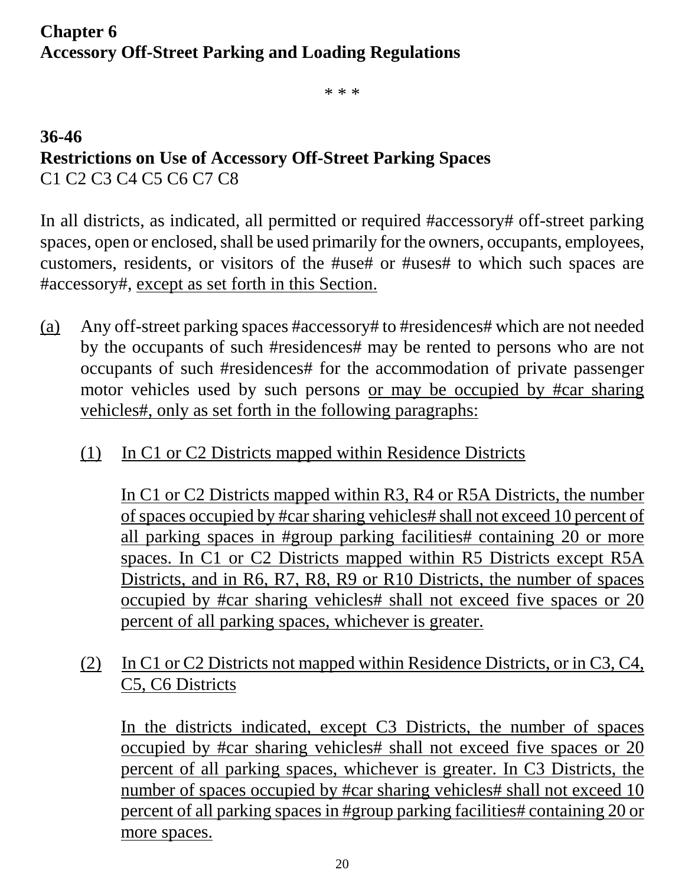# Chapter 6
# Accessory Off-Street Parking and Loading Regulations

\* \* \*

## 36-46
## Restrictions on Use of Accessory Off-Street Parking Spaces

C1 C2 C3 C4 C5 C6 C7 C8

In all districts, as indicated, all permitted or required #accessory# off-street parking spaces, open or enclosed, shall be used primarily for the owners, occupants, employees, customers, residents, or visitors of the #use# or #uses# to which such spaces are #accessory#, <u>except as set forth in this Section.</u>

<u>(a)</u> Any off-street parking spaces #accessory# to #residences# which are not needed by the occupants of such #residences# may be rented to persons who are not occupants of such #residences# for the accommodation of private passenger motor vehicles used by such persons <u>or may be occupied by #car sharing vehicles#, only as set forth in the following paragraphs:</u>

<u>(1) In C1 or C2 Districts mapped within Residence Districts</u>

<u>In C1 or C2 Districts mapped within R3, R4 or R5A Districts, the number of spaces occupied by #car sharing vehicles# shall not exceed 10 percent of all parking spaces in #group parking facilities# containing 20 or more spaces. In C1 or C2 Districts mapped within R5 Districts except R5A Districts, and in R6, R7, R8, R9 or R10 Districts, the number of spaces occupied by #car sharing vehicles# shall not exceed five spaces or 20 percent of all parking spaces, whichever is greater.</u>

<u>(2) In C1 or C2 Districts not mapped within Residence Districts, or in C3, C4, C5, C6 Districts</u>

<u>In the districts indicated, except C3 Districts, the number of spaces occupied by #car sharing vehicles# shall not exceed five spaces or 20 percent of all parking spaces, whichever is greater. In C3 Districts, the number of spaces occupied by #car sharing vehicles# shall not exceed 10 percent of all parking spaces in #group parking facilities# containing 20 or more spaces.</u>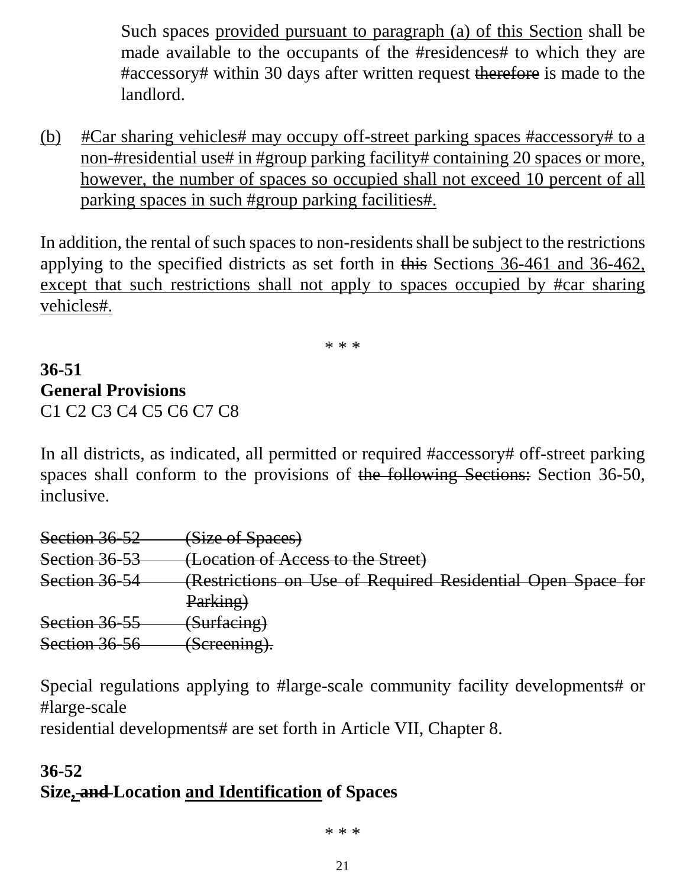Such spaces <u>provided pursuant to paragraph (a) of this Section</u> shall be made available to the occupants of the #residences# to which they are #accessory# within 30 days after written request ~~therefore~~ is made to the landlord.

<u>(b)</u> <u>#Car sharing vehicles# may occupy off-street parking spaces #accessory# to a non-#residential use# in #group parking facility# containing 20 spaces or more, however, the number of spaces so occupied shall not exceed 10 percent of all parking spaces in such #group parking facilities#.</u>

In addition, the rental of such spaces to non-residents shall be subject to the restrictions applying to the specified districts as set forth in ~~this~~ Section<u>s 36-461 and 36-462, except that such restrictions shall not apply to spaces occupied by #car sharing vehicles#.</u>

\* \* \*

**36-51**
**General Provisions**
C1 C2 C3 C4 C5 C6 C7 C8

In all districts, as indicated, all permitted or required #accessory# off-street parking spaces shall conform to the provisions of ~~the following Sections:~~ Section 36-50, inclusive.

~~Section 36-52 (Size of Spaces)~~
~~Section 36-53 (Location of Access to the Street)~~
~~Section 36-54 (Restrictions on Use of Required Residential Open Space for Parking)~~
~~Section 36-55 (Surfacing)~~
~~Section 36-56 (Screening).~~

Special regulations applying to #large-scale community facility developments# or #large-scale residential developments# are set forth in Article VII, Chapter 8.

**36-52**
**Size<u>,</u> ~~and~~ Location <u>and Identification</u> of Spaces**

\* \* \*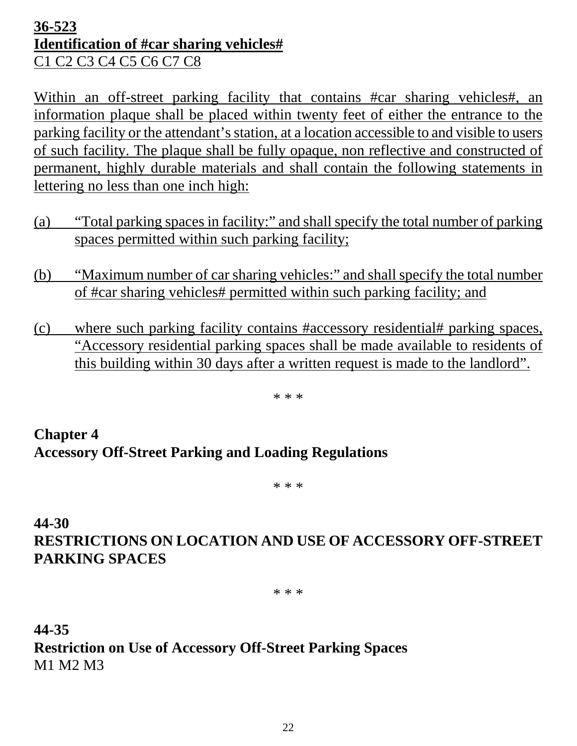**36-523**
**Identification of #car sharing vehicles#**
C1 C2 C3 C4 C5 C6 C7 C8

Within an off-street parking facility that contains #car sharing vehicles#, an information plaque shall be placed within twenty feet of either the entrance to the parking facility or the attendant's station, at a location accessible to and visible to users of such facility. The plaque shall be fully opaque, non reflective and constructed of permanent, highly durable materials and shall contain the following statements in lettering no less than one inch high:

(a) "Total parking spaces in facility:" and shall specify the total number of parking spaces permitted within such parking facility;

(b) "Maximum number of car sharing vehicles:" and shall specify the total number of #car sharing vehicles# permitted within such parking facility; and

(c) where such parking facility contains #accessory residential# parking spaces, "Accessory residential parking spaces shall be made available to residents of this building within 30 days after a written request is made to the landlord".

\* \* \*

**Chapter 4**
**Accessory Off-Street Parking and Loading Regulations**

\* \* \*

**44-30**
**RESTRICTIONS ON LOCATION AND USE OF ACCESSORY OFF-STREET PARKING SPACES**

\* \* \*

**44-35**
**Restriction on Use of Accessory Off-Street Parking Spaces**
M1 M2 M3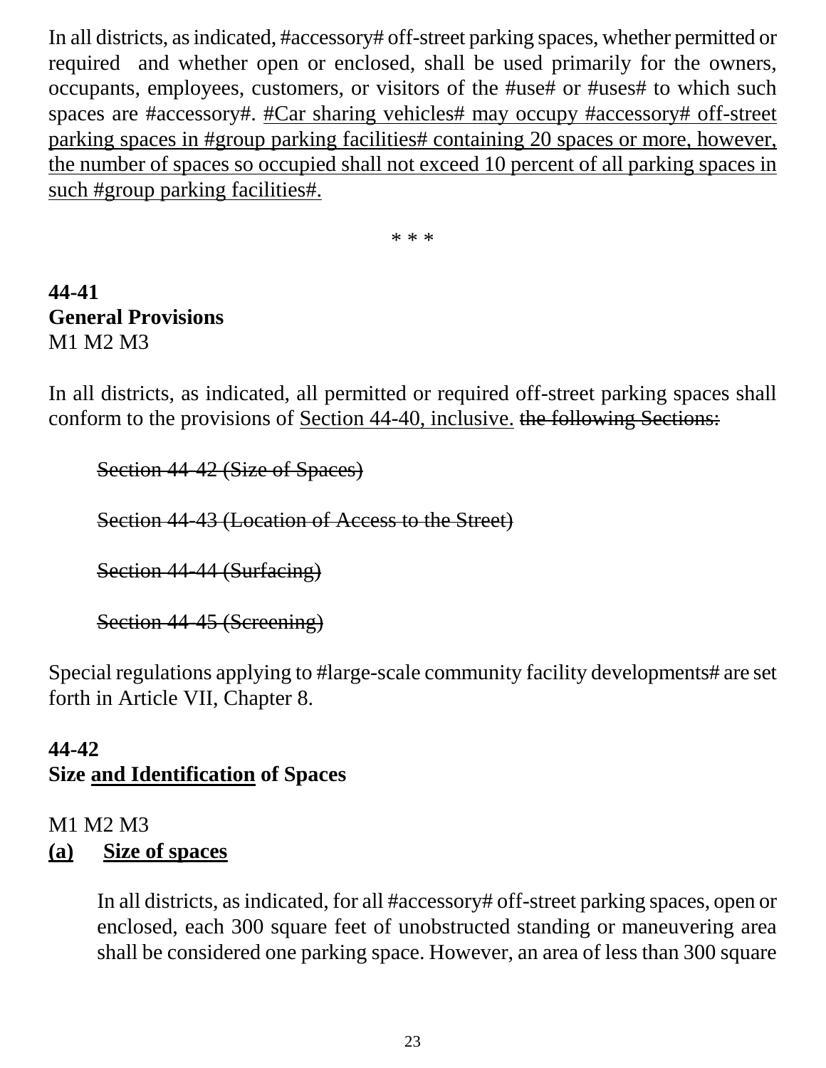In all districts, as indicated, #accessory# off-street parking spaces, whether permitted or required and whether open or enclosed, shall be used primarily for the owners, occupants, employees, customers, or visitors of the #use# or #uses# to which such spaces are #accessory#. <u>#Car sharing vehicles# may occupy #accessory# off-street parking spaces in #group parking facilities# containing 20 spaces or more, however, the number of spaces so occupied shall not exceed 10 percent of all parking spaces in such #group parking facilities#.</u>

\* \* \*

**44-41**
**General Provisions**
M1 M2 M3

In all districts, as indicated, all permitted or required off-street parking spaces shall conform to the provisions of <u>Section 44-40, inclusive.</u> ~~the following Sections:~~

> ~~Section 44-42 (Size of Spaces)~~
>
> ~~Section 44-43 (Location of Access to the Street)~~
>
> ~~Section 44-44 (Surfacing)~~
>
> ~~Section 44-45 (Screening)~~

Special regulations applying to #large-scale community facility developments# are set forth in Article VII, Chapter 8.

**44-42**
**Size <u>and Identification</u> of Spaces**

M1 M2 M3

**<u>(a)</u> <u>Size of spaces</u>**

> In all districts, as indicated, for all #accessory# off-street parking spaces, open or enclosed, each 300 square feet of unobstructed standing or maneuvering area shall be considered one parking space. However, an area of less than 300 square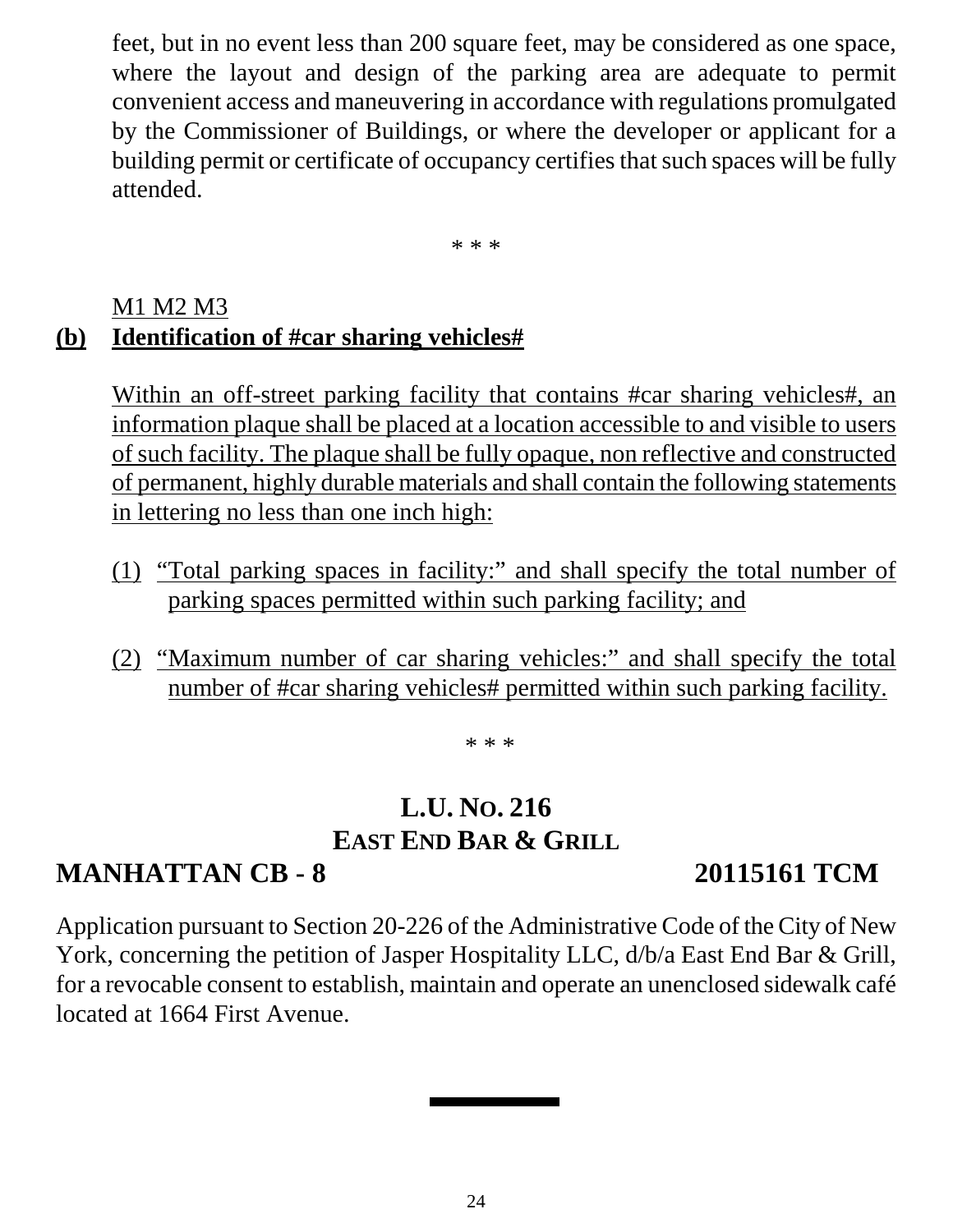feet, but in no event less than 200 square feet, may be considered as one space, where the layout and design of the parking area are adequate to permit convenient access and maneuvering in accordance with regulations promulgated by the Commissioner of Buildings, or where the developer or applicant for a building permit or certificate of occupancy certifies that such spaces will be fully attended.

\* \* \*

<u>M1 M2 M3</u>

**<u>(b) Identification of #car sharing vehicles#</u>**

<u>Within an off-street parking facility that contains #car sharing vehicles#, an information plaque shall be placed at a location accessible to and visible to users of such facility. The plaque shall be fully opaque, non reflective and constructed of permanent, highly durable materials and shall contain the following statements in lettering no less than one inch high:</u>

<u>(1) "Total parking spaces in facility:" and shall specify the total number of parking spaces permitted within such parking facility; and</u>

<u>(2) "Maximum number of car sharing vehicles:" and shall specify the total number of #car sharing vehicles# permitted within such parking facility.</u>

\* \* \*

## L.U. No. 216
## East End Bar & Grill

**MANHATTAN CB - 8** **20115161 TCM**

Application pursuant to Section 20-226 of the Administrative Code of the City of New York, concerning the petition of Jasper Hospitality LLC, d/b/a East End Bar & Grill, for a revocable consent to establish, maintain and operate an unenclosed sidewalk café located at 1664 First Avenue.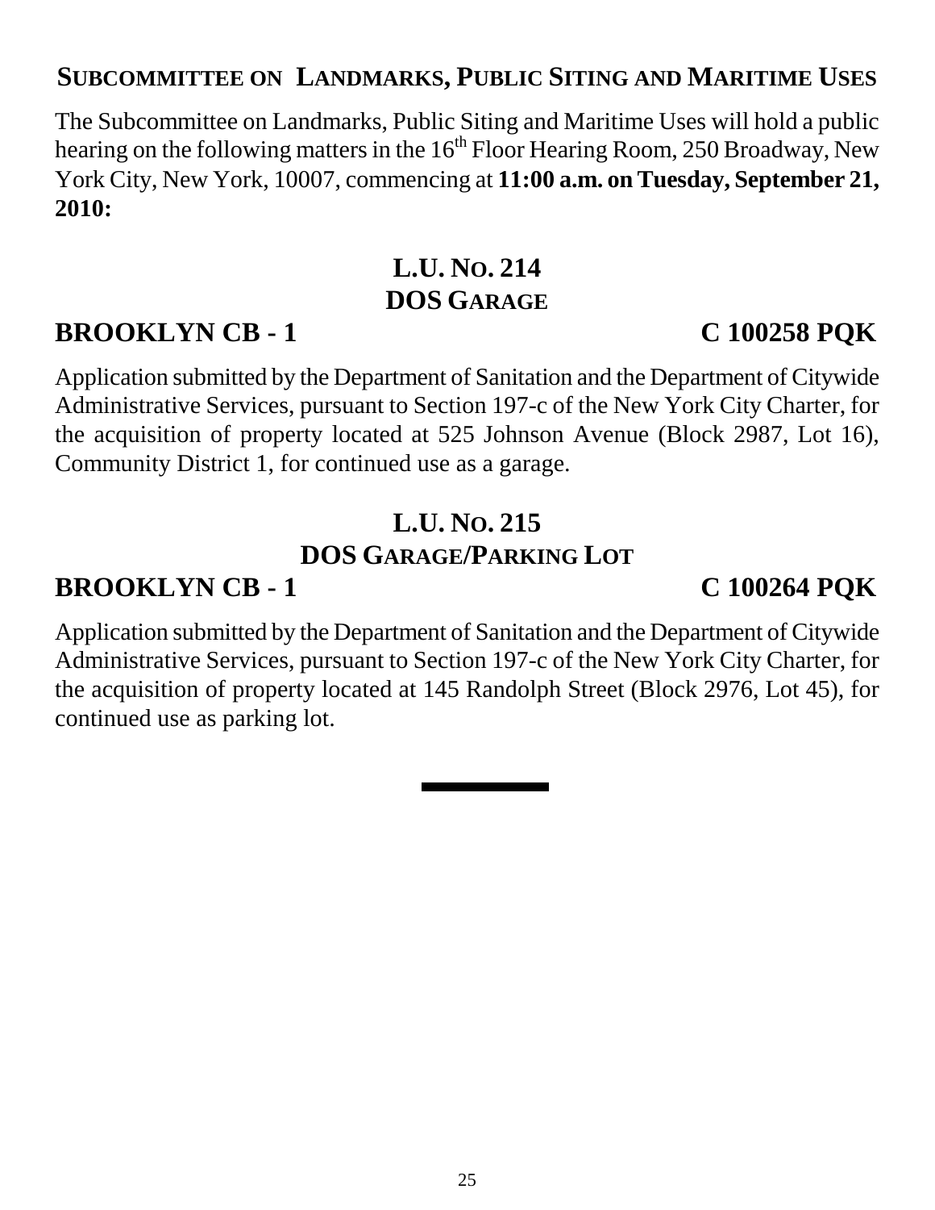## Subcommittee on Landmarks, Public Siting and Maritime Uses

The Subcommittee on Landmarks, Public Siting and Maritime Uses will hold a public hearing on the following matters in the 16th Floor Hearing Room, 250 Broadway, New York City, New York, 10007, commencing at **11:00 a.m. on Tuesday, September 21, 2010:**

### L.U. No. 214
### DOS Garage

**BROOKLYN CB - 1** **C 100258 PQK**

Application submitted by the Department of Sanitation and the Department of Citywide Administrative Services, pursuant to Section 197-c of the New York City Charter, for the acquisition of property located at 525 Johnson Avenue (Block 2987, Lot 16), Community District 1, for continued use as a garage.

### L.U. No. 215
### DOS Garage/Parking Lot

**BROOKLYN CB - 1** **C 100264 PQK**

Application submitted by the Department of Sanitation and the Department of Citywide Administrative Services, pursuant to Section 197-c of the New York City Charter, for the acquisition of property located at 145 Randolph Street (Block 2976, Lot 45), for continued use as parking lot.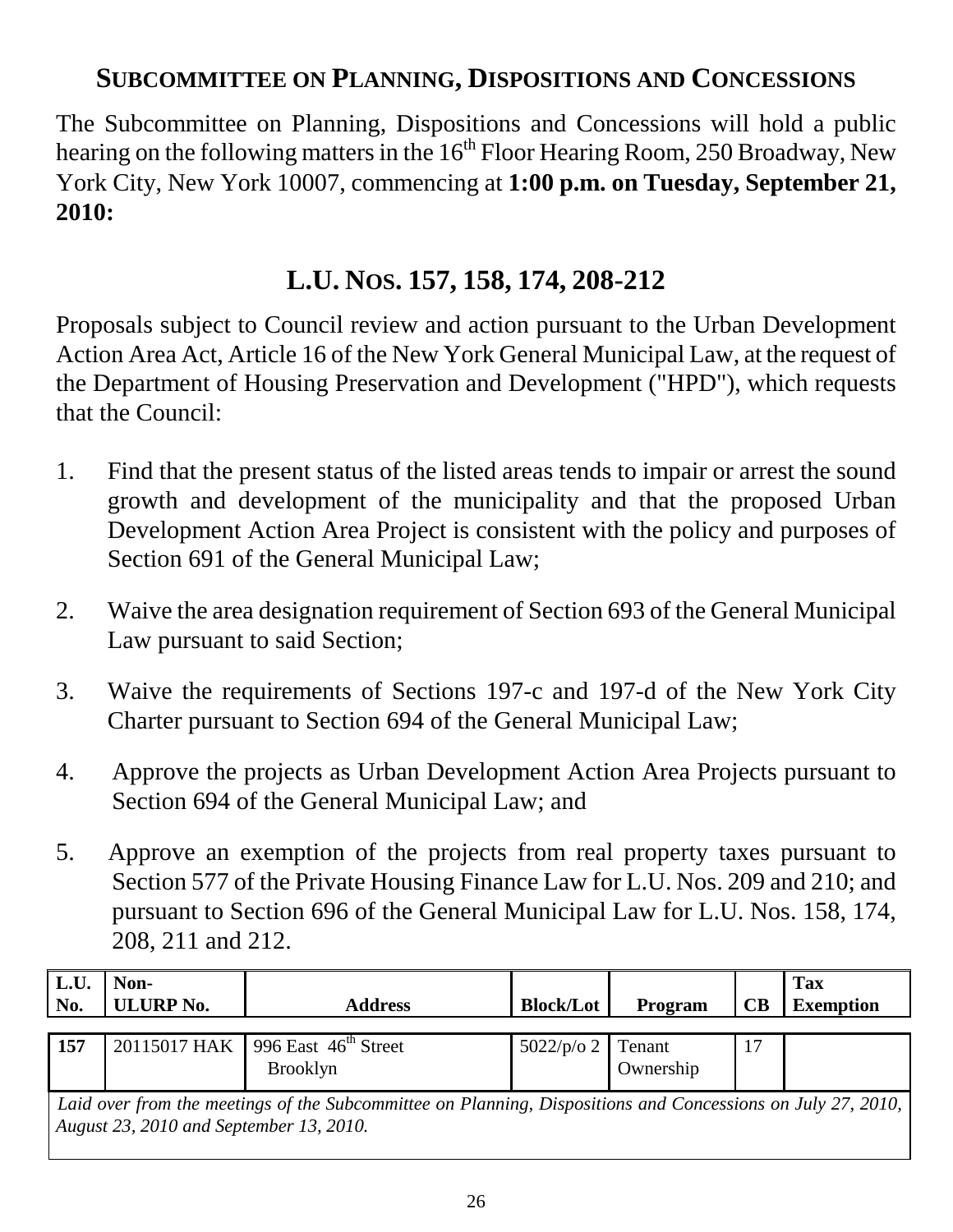## SUBCOMMITTEE ON PLANNING, DISPOSITIONS AND CONCESSIONS

The Subcommittee on Planning, Dispositions and Concessions will hold a public hearing on the following matters in the 16th Floor Hearing Room, 250 Broadway, New York City, New York 10007, commencing at **1:00 p.m. on Tuesday, September 21, 2010:**

## L.U. NOS. 157, 158, 174, 208-212

Proposals subject to Council review and action pursuant to the Urban Development Action Area Act, Article 16 of the New York General Municipal Law, at the request of the Department of Housing Preservation and Development ("HPD"), which requests that the Council:

1. Find that the present status of the listed areas tends to impair or arrest the sound growth and development of the municipality and that the proposed Urban Development Action Area Project is consistent with the policy and purposes of Section 691 of the General Municipal Law;

2. Waive the area designation requirement of Section 693 of the General Municipal Law pursuant to said Section;

3. Waive the requirements of Sections 197-c and 197-d of the New York City Charter pursuant to Section 694 of the General Municipal Law;

4. Approve the projects as Urban Development Action Area Projects pursuant to Section 694 of the General Municipal Law; and

5. Approve an exemption of the projects from real property taxes pursuant to Section 577 of the Private Housing Finance Law for L.U. Nos. 209 and 210; and pursuant to Section 696 of the General Municipal Law for L.U. Nos. 158, 174, 208, 211 and 212.

| L.U. No. | Non-ULURP No. | Address | Block/Lot | Program | CB | Tax Exemption |
|---|---|---|---|---|---|---|
| 157 | 20115017 HAK | 996 East 46th Street Brooklyn | 5022/p/o 2 | Tenant Ownership | 17 | |

*Laid over from the meetings of the Subcommittee on Planning, Dispositions and Concessions on July 27, 2010, August 23, 2010 and September 13, 2010.*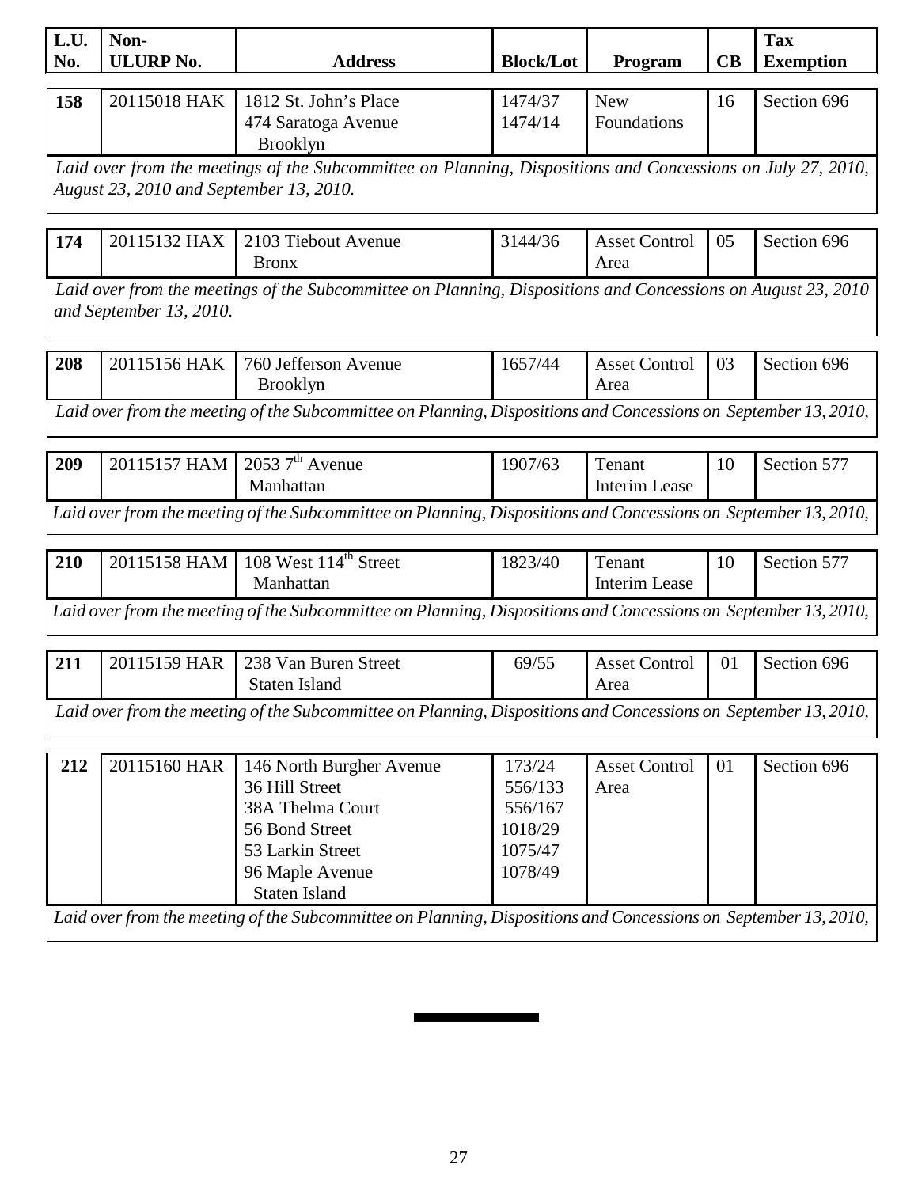| L.U. No. | Non-ULURP No. | Address | Block/Lot | Program | CB | Tax Exemption |
|---|---|---|---|---|---|---|
| 158 | 20115018 HAK | 1812 St. John's Place<br>474 Saratoga Avenue<br>Brooklyn | 1474/37<br>1474/14 | New Foundations | 16 | Section 696 |
| *Laid over from the meetings of the Subcommittee on Planning, Dispositions and Concessions on July 27, 2010, August 23, 2010 and September 13, 2010.* | | | | | | |
| 174 | 20115132 HAX | 2103 Tiebout Avenue<br>Bronx | 3144/36 | Asset Control Area | 05 | Section 696 |
| *Laid over from the meetings of the Subcommittee on Planning, Dispositions and Concessions on August 23, 2010 and September 13, 2010.* | | | | | | |
| 208 | 20115156 HAK | 760 Jefferson Avenue<br>Brooklyn | 1657/44 | Asset Control Area | 03 | Section 696 |
| *Laid over from the meeting of the Subcommittee on Planning, Dispositions and Concessions on September 13, 2010,* | | | | | | |
| 209 | 20115157 HAM | 2053 7th Avenue<br>Manhattan | 1907/63 | Tenant Interim Lease | 10 | Section 577 |
| *Laid over from the meeting of the Subcommittee on Planning, Dispositions and Concessions on September 13, 2010,* | | | | | | |
| 210 | 20115158 HAM | 108 West 114th Street<br>Manhattan | 1823/40 | Tenant Interim Lease | 10 | Section 577 |
| *Laid over from the meeting of the Subcommittee on Planning, Dispositions and Concessions on September 13, 2010,* | | | | | | |
| 211 | 20115159 HAR | 238 Van Buren Street<br>Staten Island | 69/55 | Asset Control Area | 01 | Section 696 |
| *Laid over from the meeting of the Subcommittee on Planning, Dispositions and Concessions on September 13, 2010,* | | | | | | |
| 212 | 20115160 HAR | 146 North Burgher Avenue<br>36 Hill Street<br>38A Thelma Court<br>56 Bond Street<br>53 Larkin Street<br>96 Maple Avenue<br>Staten Island | 173/24<br>556/133<br>556/167<br>1018/29<br>1075/47<br>1078/49 | Asset Control Area | 01 | Section 696 |
| *Laid over from the meeting of the Subcommittee on Planning, Dispositions and Concessions on September 13, 2010,* | | | | | | |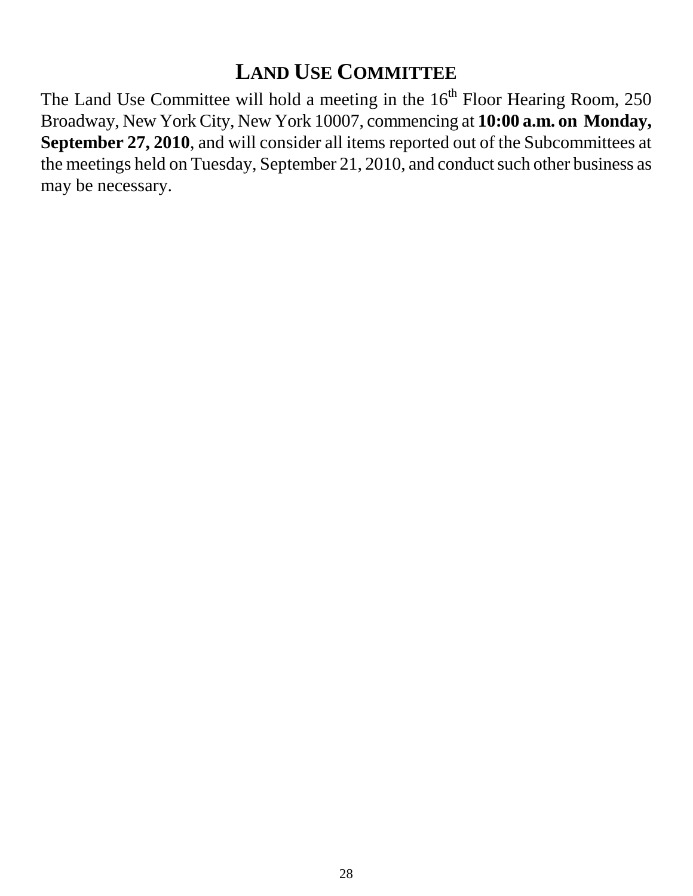## LAND USE COMMITTEE

The Land Use Committee will hold a meeting in the 16th Floor Hearing Room, 250 Broadway, New York City, New York 10007, commencing at **10:00 a.m. on Monday, September 27, 2010**, and will consider all items reported out of the Subcommittees at the meetings held on Tuesday, September 21, 2010, and conduct such other business as may be necessary.